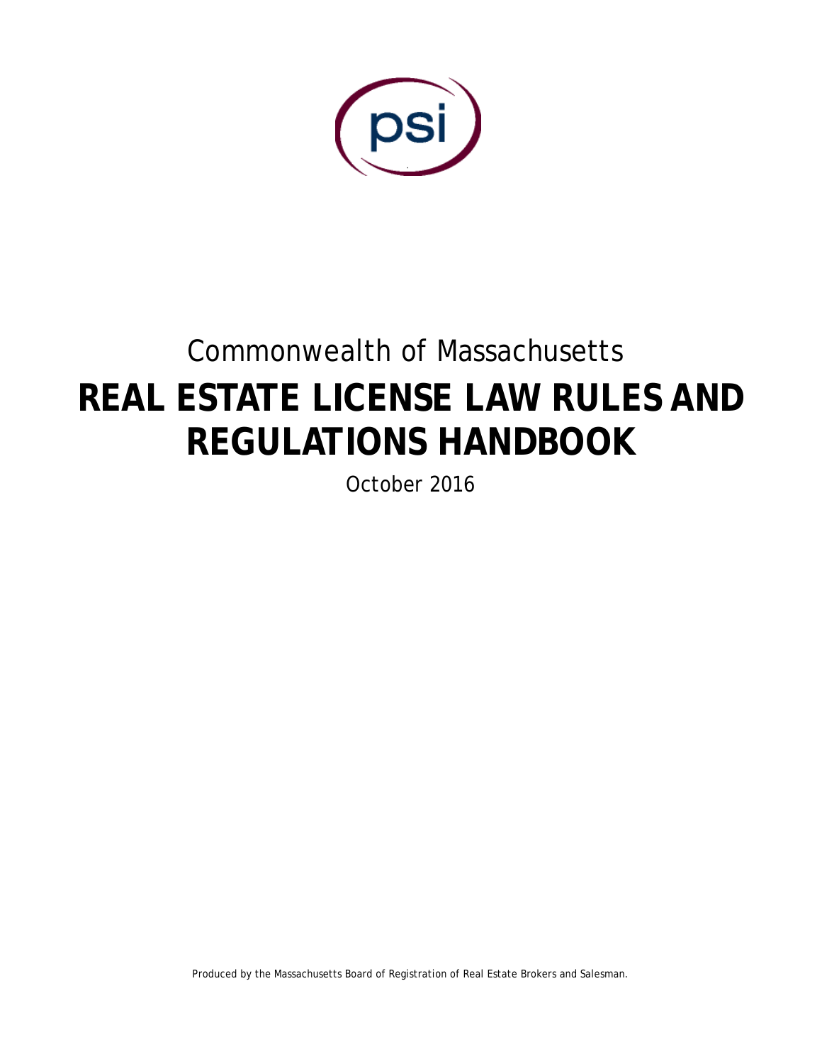psi

Commonwealth of Massachusetts

# REAL ESTATE LICENSE LAW RULES AND REGULATIONS HANDBOOK

October 2016

Produced by the Massachusetts Board of Registration of Real Estate Brokers and Salesman.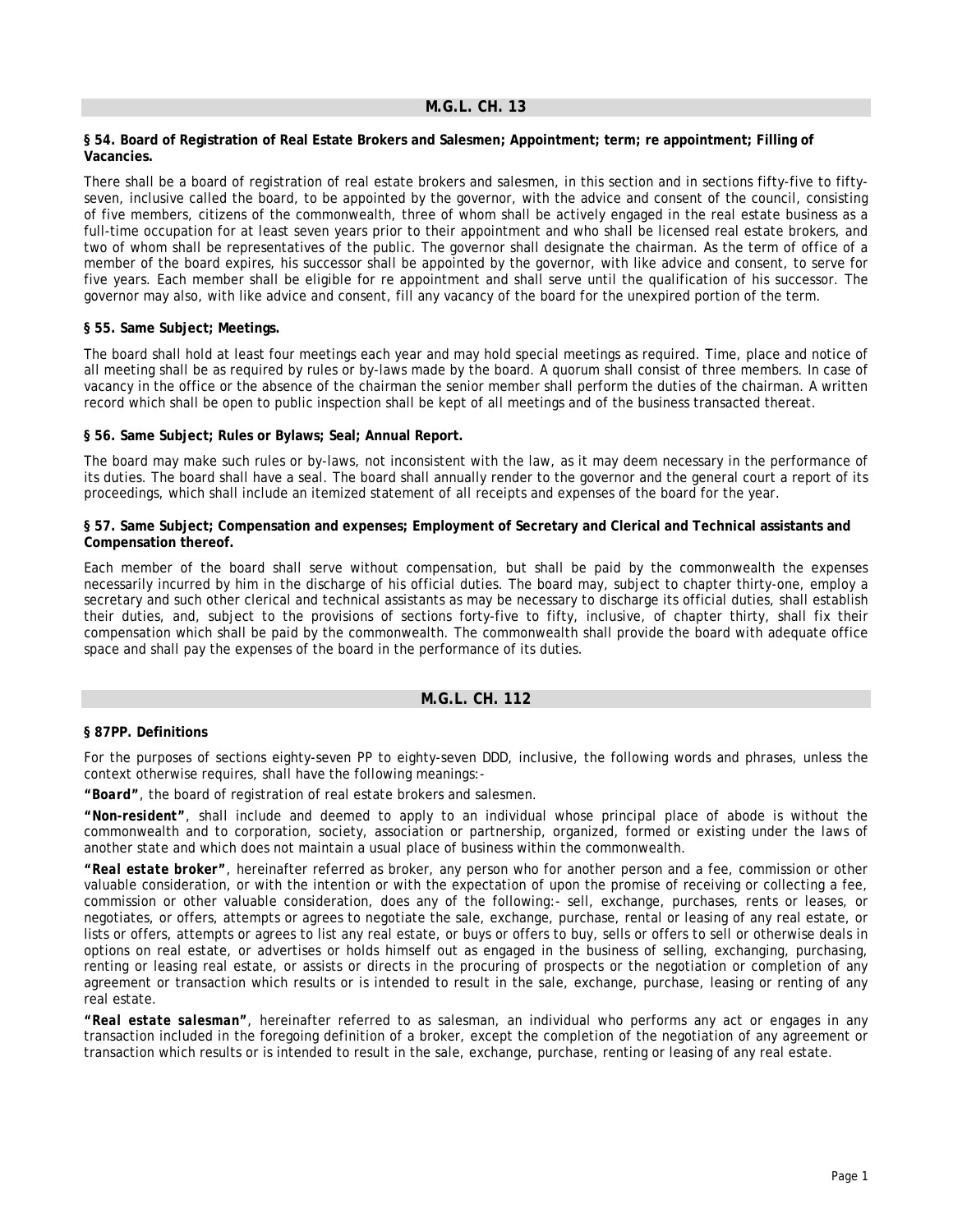## M.G.L. CH. 13

**§ 54. Board of Registration of Real Estate Brokers and Salesmen; Appointment; term; re appointment; Filling of Vacancies.**

There shall be a board of registration of real estate brokers and salesmen, in this section and in sections fifty-five to fifty-seven, inclusive called the board, to be appointed by the governor, with the advice and consent of the council, consisting of five members, citizens of the commonwealth, three of whom shall be actively engaged in the real estate business as a full-time occupation for at least seven years prior to their appointment and who shall be licensed real estate brokers, and two of whom shall be representatives of the public. The governor shall designate the chairman. As the term of office of a member of the board expires, his successor shall be appointed by the governor, with like advice and consent, to serve for five years. Each member shall be eligible for re appointment and shall serve until the qualification of his successor. The governor may also, with like advice and consent, fill any vacancy of the board for the unexpired portion of the term.

**§ 55. Same Subject; Meetings.**

The board shall hold at least four meetings each year and may hold special meetings as required. Time, place and notice of all meeting shall be as required by rules or by-laws made by the board. A quorum shall consist of three members. In case of vacancy in the office or the absence of the chairman the senior member shall perform the duties of the chairman. A written record which shall be open to public inspection shall be kept of all meetings and of the business transacted thereat.

**§ 56. Same Subject; Rules or Bylaws; Seal; Annual Report.**

The board may make such rules or by-laws, not inconsistent with the law, as it may deem necessary in the performance of its duties. The board shall have a seal. The board shall annually render to the governor and the general court a report of its proceedings, which shall include an itemized statement of all receipts and expenses of the board for the year.

**§ 57. Same Subject; Compensation and expenses; Employment of Secretary and Clerical and Technical assistants and Compensation thereof.**

Each member of the board shall serve without compensation, but shall be paid by the commonwealth the expenses necessarily incurred by him in the discharge of his official duties. The board may, subject to chapter thirty-one, employ a secretary and such other clerical and technical assistants as may be necessary to discharge its official duties, shall establish their duties, and, subject to the provisions of sections forty-five to fifty, inclusive, of chapter thirty, shall fix their compensation which shall be paid by the commonwealth. The commonwealth shall provide the board with adequate office space and shall pay the expenses of the board in the performance of its duties.

## M.G.L. CH. 112

**§ 87PP. Definitions**

For the purposes of sections eighty-seven PP to eighty-seven DDD, inclusive, the following words and phrases, unless the context otherwise requires, shall have the following meanings:-

***"Board"***, the board of registration of real estate brokers and salesmen.

***"Non-resident"***, shall include and deemed to apply to an individual whose principal place of abode is without the commonwealth and to corporation, society, association or partnership, organized, formed or existing under the laws of another state and which does not maintain a usual place of business within the commonwealth.

***"Real estate broker"***, hereinafter referred as broker, any person who for another person and a fee, commission or other valuable consideration, or with the intention or with the expectation of upon the promise of receiving or collecting a fee, commission or other valuable consideration, does any of the following:- sell, exchange, purchases, rents or leases, or negotiates, or offers, attempts or agrees to negotiate the sale, exchange, purchase, rental or leasing of any real estate, or lists or offers, attempts or agrees to list any real estate, or buys or offers to buy, sells or offers to sell or otherwise deals in options on real estate, or advertises or holds himself out as engaged in the business of selling, exchanging, purchasing, renting or leasing real estate, or assists or directs in the procuring of prospects or the negotiation or completion of any agreement or transaction which results or is intended to result in the sale, exchange, purchase, leasing or renting of any real estate.

***"Real estate salesman"***, hereinafter referred to as salesman, an individual who performs any act or engages in any transaction included in the foregoing definition of a broker, except the completion of the negotiation of any agreement or transaction which results or is intended to result in the sale, exchange, purchase, renting or leasing of any real estate.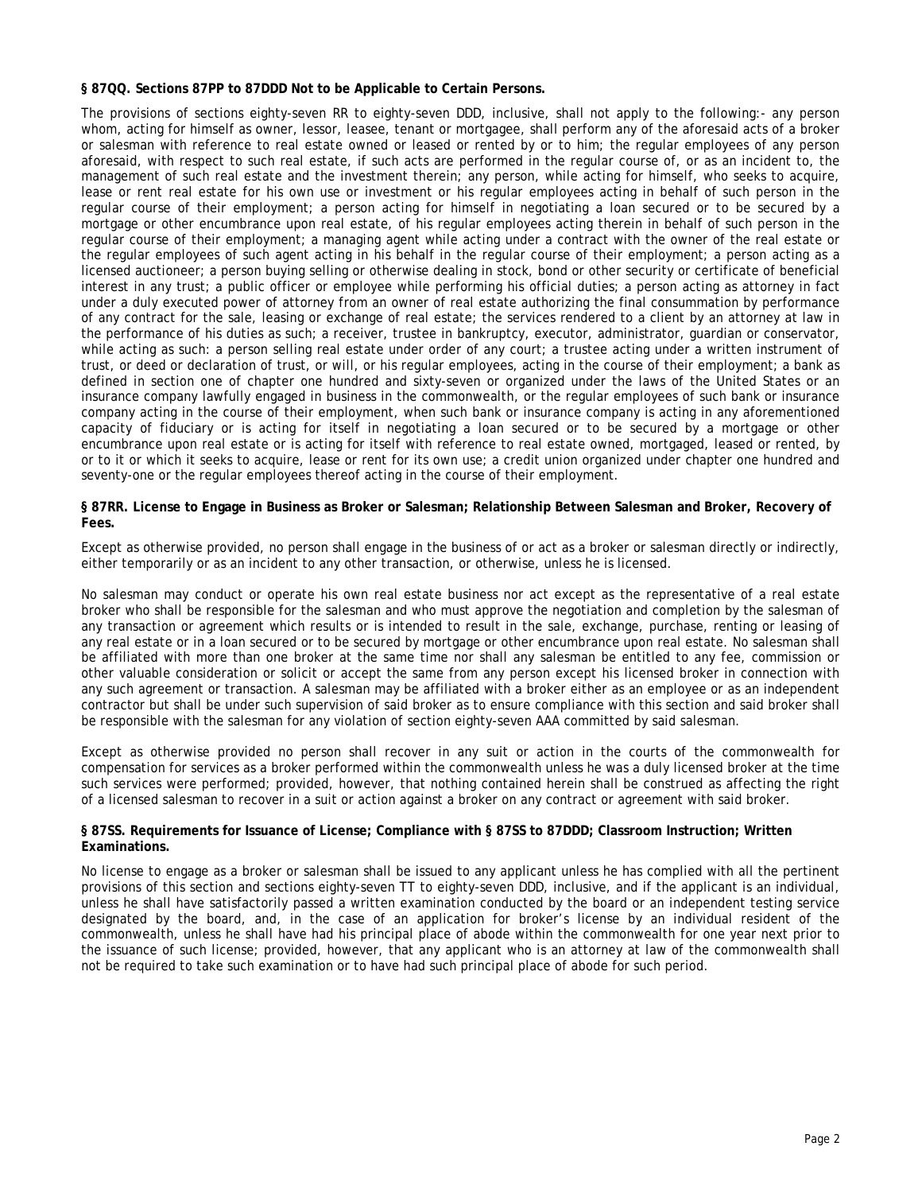**§ 87QQ. Sections 87PP to 87DDD Not to be Applicable to Certain Persons.**

The provisions of sections eighty-seven RR to eighty-seven DDD, inclusive, shall not apply to the following:- any person whom, acting for himself as owner, lessor, leasee, tenant or mortgagee, shall perform any of the aforesaid acts of a broker or salesman with reference to real estate owned or leased or rented by or to him; the regular employees of any person aforesaid, with respect to such real estate, if such acts are performed in the regular course of, or as an incident to, the management of such real estate and the investment therein; any person, while acting for himself, who seeks to acquire, lease or rent real estate for his own use or investment or his regular employees acting in behalf of such person in the regular course of their employment; a person acting for himself in negotiating a loan secured or to be secured by a mortgage or other encumbrance upon real estate, of his regular employees acting therein in behalf of such person in the regular course of their employment; a managing agent while acting under a contract with the owner of the real estate or the regular employees of such agent acting in his behalf in the regular course of their employment; a person acting as a licensed auctioneer; a person buying selling or otherwise dealing in stock, bond or other security or certificate of beneficial interest in any trust; a public officer or employee while performing his official duties; a person acting as attorney in fact under a duly executed power of attorney from an owner of real estate authorizing the final consummation by performance of any contract for the sale, leasing or exchange of real estate; the services rendered to a client by an attorney at law in the performance of his duties as such; a receiver, trustee in bankruptcy, executor, administrator, guardian or conservator, while acting as such: a person selling real estate under order of any court; a trustee acting under a written instrument of trust, or deed or declaration of trust, or will, or his regular employees, acting in the course of their employment; a bank as defined in section one of chapter one hundred and sixty-seven or organized under the laws of the United States or an insurance company lawfully engaged in business in the commonwealth, or the regular employees of such bank or insurance company acting in the course of their employment, when such bank or insurance company is acting in any aforementioned capacity of fiduciary or is acting for itself in negotiating a loan secured or to be secured by a mortgage or other encumbrance upon real estate or is acting for itself with reference to real estate owned, mortgaged, leased or rented, by or to it or which it seeks to acquire, lease or rent for its own use; a credit union organized under chapter one hundred and seventy-one or the regular employees thereof acting in the course of their employment.

**§ 87RR. License to Engage in Business as Broker or Salesman; Relationship Between Salesman and Broker, Recovery of Fees.**

Except as otherwise provided, no person shall engage in the business of or act as a broker or salesman directly or indirectly, either temporarily or as an incident to any other transaction, or otherwise, unless he is licensed.

No salesman may conduct or operate his own real estate business nor act except as the representative of a real estate broker who shall be responsible for the salesman and who must approve the negotiation and completion by the salesman of any transaction or agreement which results or is intended to result in the sale, exchange, purchase, renting or leasing of any real estate or in a loan secured or to be secured by mortgage or other encumbrance upon real estate. No salesman shall be affiliated with more than one broker at the same time nor shall any salesman be entitled to any fee, commission or other valuable consideration or solicit or accept the same from any person except his licensed broker in connection with any such agreement or transaction. A salesman may be affiliated with a broker either as an employee or as an independent contractor but shall be under such supervision of said broker as to ensure compliance with this section and said broker shall be responsible with the salesman for any violation of section eighty-seven AAA committed by said salesman.

Except as otherwise provided no person shall recover in any suit or action in the courts of the commonwealth for compensation for services as a broker performed within the commonwealth unless he was a duly licensed broker at the time such services were performed; provided, however, that nothing contained herein shall be construed as affecting the right of a licensed salesman to recover in a suit or action against a broker on any contract or agreement with said broker.

**§ 87SS. Requirements for Issuance of License; Compliance with § 87SS to 87DDD; Classroom Instruction; Written Examinations.**

No license to engage as a broker or salesman shall be issued to any applicant unless he has complied with all the pertinent provisions of this section and sections eighty-seven TT to eighty-seven DDD, inclusive, and if the applicant is an individual, unless he shall have satisfactorily passed a written examination conducted by the board or an independent testing service designated by the board, and, in the case of an application for broker's license by an individual resident of the commonwealth, unless he shall have had his principal place of abode within the commonwealth for one year next prior to the issuance of such license; provided, however, that any applicant who is an attorney at law of the commonwealth shall not be required to take such examination or to have had such principal place of abode for such period.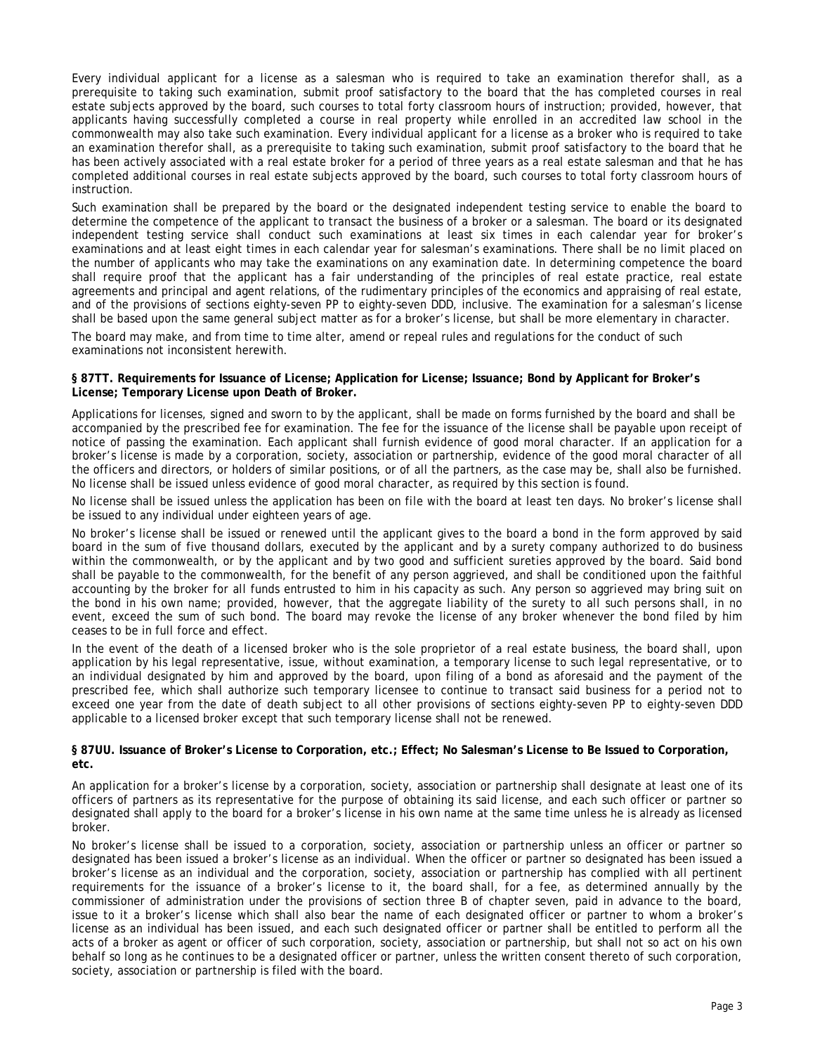Every individual applicant for a license as a salesman who is required to take an examination therefor shall, as a prerequisite to taking such examination, submit proof satisfactory to the board that the has completed courses in real estate subjects approved by the board, such courses to total forty classroom hours of instruction; provided, however, that applicants having successfully completed a course in real property while enrolled in an accredited law school in the commonwealth may also take such examination. Every individual applicant for a license as a broker who is required to take an examination therefor shall, as a prerequisite to taking such examination, submit proof satisfactory to the board that he has been actively associated with a real estate broker for a period of three years as a real estate salesman and that he has completed additional courses in real estate subjects approved by the board, such courses to total forty classroom hours of instruction.

Such examination shall be prepared by the board or the designated independent testing service to enable the board to determine the competence of the applicant to transact the business of a broker or a salesman. The board or its designated independent testing service shall conduct such examinations at least six times in each calendar year for broker's examinations and at least eight times in each calendar year for salesman's examinations. There shall be no limit placed on the number of applicants who may take the examinations on any examination date. In determining competence the board shall require proof that the applicant has a fair understanding of the principles of real estate practice, real estate agreements and principal and agent relations, of the rudimentary principles of the economics and appraising of real estate, and of the provisions of sections eighty-seven PP to eighty-seven DDD, inclusive. The examination for a salesman's license shall be based upon the same general subject matter as for a broker's license, but shall be more elementary in character.

The board may make, and from time to time alter, amend or repeal rules and regulations for the conduct of such examinations not inconsistent herewith.

**§ 87TT. Requirements for Issuance of License; Application for License; Issuance; Bond by Applicant for Broker's License; Temporary License upon Death of Broker.**

Applications for licenses, signed and sworn to by the applicant, shall be made on forms furnished by the board and shall be accompanied by the prescribed fee for examination. The fee for the issuance of the license shall be payable upon receipt of notice of passing the examination. Each applicant shall furnish evidence of good moral character. If an application for a broker's license is made by a corporation, society, association or partnership, evidence of the good moral character of all the officers and directors, or holders of similar positions, or of all the partners, as the case may be, shall also be furnished. No license shall be issued unless evidence of good moral character, as required by this section is found.

No license shall be issued unless the application has been on file with the board at least ten days. No broker's license shall be issued to any individual under eighteen years of age.

No broker's license shall be issued or renewed until the applicant gives to the board a bond in the form approved by said board in the sum of five thousand dollars, executed by the applicant and by a surety company authorized to do business within the commonwealth, or by the applicant and by two good and sufficient sureties approved by the board. Said bond shall be payable to the commonwealth, for the benefit of any person aggrieved, and shall be conditioned upon the faithful accounting by the broker for all funds entrusted to him in his capacity as such. Any person so aggrieved may bring suit on the bond in his own name; provided, however, that the aggregate liability of the surety to all such persons shall, in no event, exceed the sum of such bond. The board may revoke the license of any broker whenever the bond filed by him ceases to be in full force and effect.

In the event of the death of a licensed broker who is the sole proprietor of a real estate business, the board shall, upon application by his legal representative, issue, without examination, a temporary license to such legal representative, or to an individual designated by him and approved by the board, upon filing of a bond as aforesaid and the payment of the prescribed fee, which shall authorize such temporary licensee to continue to transact said business for a period not to exceed one year from the date of death subject to all other provisions of sections eighty-seven PP to eighty-seven DDD applicable to a licensed broker except that such temporary license shall not be renewed.

**§ 87UU. Issuance of Broker's License to Corporation, etc.; Effect; No Salesman's License to Be Issued to Corporation, etc.**

An application for a broker's license by a corporation, society, association or partnership shall designate at least one of its officers of partners as its representative for the purpose of obtaining its said license, and each such officer or partner so designated shall apply to the board for a broker's license in his own name at the same time unless he is already as licensed broker.

No broker's license shall be issued to a corporation, society, association or partnership unless an officer or partner so designated has been issued a broker's license as an individual. When the officer or partner so designated has been issued a broker's license as an individual and the corporation, society, association or partnership has complied with all pertinent requirements for the issuance of a broker's license to it, the board shall, for a fee, as determined annually by the commissioner of administration under the provisions of section three B of chapter seven, paid in advance to the board, issue to it a broker's license which shall also bear the name of each designated officer or partner to whom a broker's license as an individual has been issued, and each such designated officer or partner shall be entitled to perform all the acts of a broker as agent or officer of such corporation, society, association or partnership, but shall not so act on his own behalf so long as he continues to be a designated officer or partner, unless the written consent thereto of such corporation, society, association or partnership is filed with the board.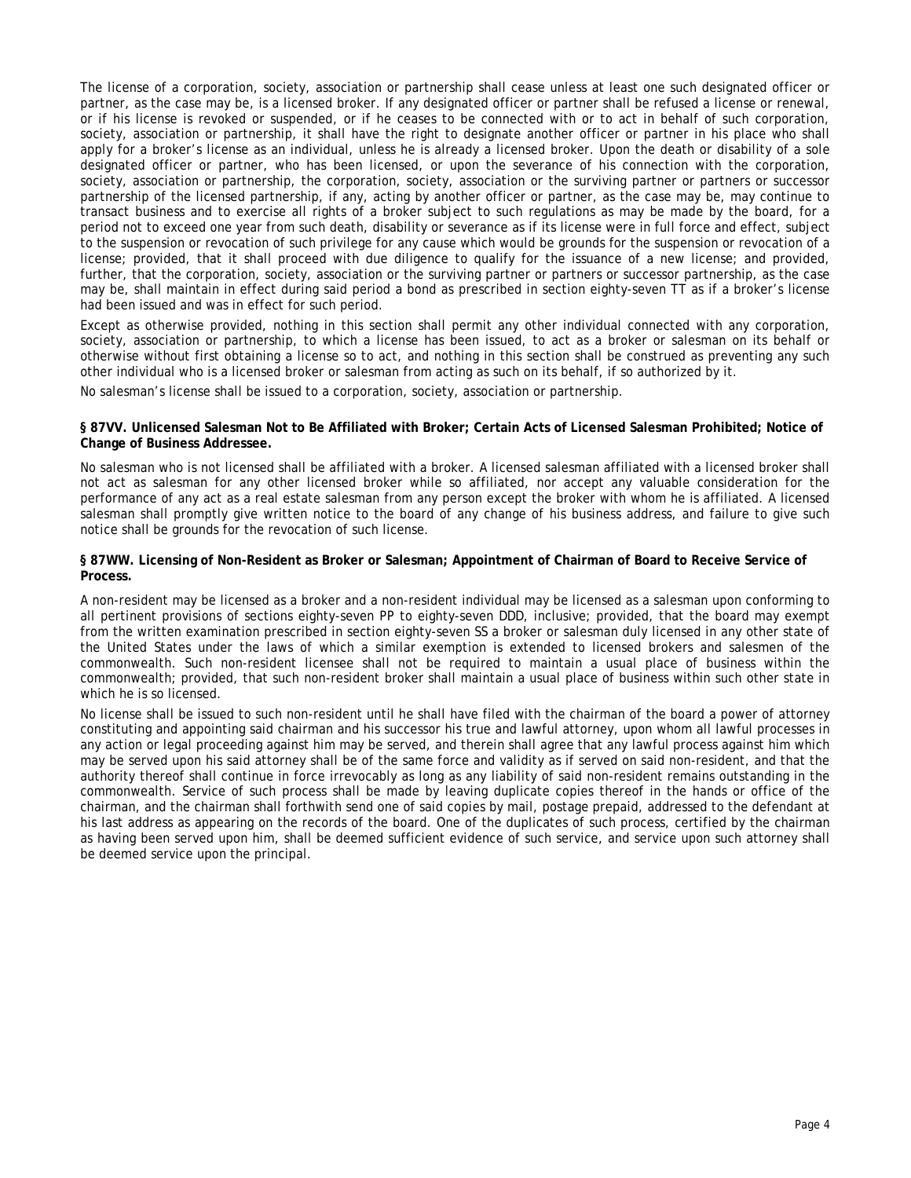The license of a corporation, society, association or partnership shall cease unless at least one such designated officer or partner, as the case may be, is a licensed broker. If any designated officer or partner shall be refused a license or renewal, or if his license is revoked or suspended, or if he ceases to be connected with or to act in behalf of such corporation, society, association or partnership, it shall have the right to designate another officer or partner in his place who shall apply for a broker's license as an individual, unless he is already a licensed broker. Upon the death or disability of a sole designated officer or partner, who has been licensed, or upon the severance of his connection with the corporation, society, association or partnership, the corporation, society, association or the surviving partner or partners or successor partnership of the licensed partnership, if any, acting by another officer or partner, as the case may be, may continue to transact business and to exercise all rights of a broker subject to such regulations as may be made by the board, for a period not to exceed one year from such death, disability or severance as if its license were in full force and effect, subject to the suspension or revocation of such privilege for any cause which would be grounds for the suspension or revocation of a license; provided, that it shall proceed with due diligence to qualify for the issuance of a new license; and provided, further, that the corporation, society, association or the surviving partner or partners or successor partnership, as the case may be, shall maintain in effect during said period a bond as prescribed in section eighty-seven TT as if a broker's license had been issued and was in effect for such period.

Except as otherwise provided, nothing in this section shall permit any other individual connected with any corporation, society, association or partnership, to which a license has been issued, to act as a broker or salesman on its behalf or otherwise without first obtaining a license so to act, and nothing in this section shall be construed as preventing any such other individual who is a licensed broker or salesman from acting as such on its behalf, if so authorized by it.

No salesman's license shall be issued to a corporation, society, association or partnership.

**§ 87VV. Unlicensed Salesman Not to Be Affiliated with Broker; Certain Acts of Licensed Salesman Prohibited; Notice of Change of Business Addressee.**

No salesman who is not licensed shall be affiliated with a broker. A licensed salesman affiliated with a licensed broker shall not act as salesman for any other licensed broker while so affiliated, nor accept any valuable consideration for the performance of any act as a real estate salesman from any person except the broker with whom he is affiliated. A licensed salesman shall promptly give written notice to the board of any change of his business address, and failure to give such notice shall be grounds for the revocation of such license.

**§ 87WW. Licensing of Non-Resident as Broker or Salesman; Appointment of Chairman of Board to Receive Service of Process.**

A non-resident may be licensed as a broker and a non-resident individual may be licensed as a salesman upon conforming to all pertinent provisions of sections eighty-seven PP to eighty-seven DDD, inclusive; provided, that the board may exempt from the written examination prescribed in section eighty-seven SS a broker or salesman duly licensed in any other state of the United States under the laws of which a similar exemption is extended to licensed brokers and salesmen of the commonwealth. Such non-resident licensee shall not be required to maintain a usual place of business within the commonwealth; provided, that such non-resident broker shall maintain a usual place of business within such other state in which he is so licensed.

No license shall be issued to such non-resident until he shall have filed with the chairman of the board a power of attorney constituting and appointing said chairman and his successor his true and lawful attorney, upon whom all lawful processes in any action or legal proceeding against him may be served, and therein shall agree that any lawful process against him which may be served upon his said attorney shall be of the same force and validity as if served on said non-resident, and that the authority thereof shall continue in force irrevocably as long as any liability of said non-resident remains outstanding in the commonwealth. Service of such process shall be made by leaving duplicate copies thereof in the hands or office of the chairman, and the chairman shall forthwith send one of said copies by mail, postage prepaid, addressed to the defendant at his last address as appearing on the records of the board. One of the duplicates of such process, certified by the chairman as having been served upon him, shall be deemed sufficient evidence of such service, and service upon such attorney shall be deemed service upon the principal.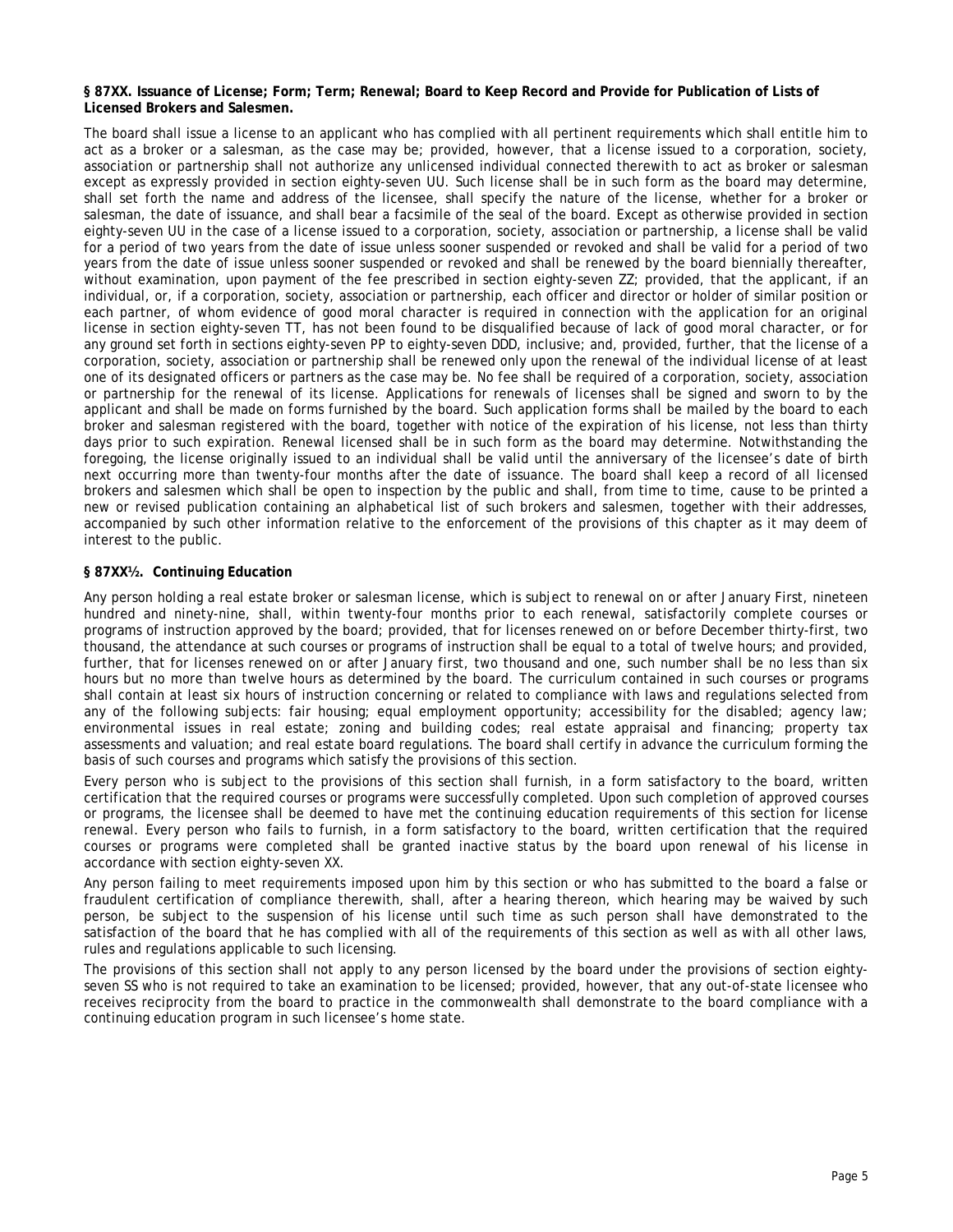**§ 87XX. Issuance of License; Form; Term; Renewal; Board to Keep Record and Provide for Publication of Lists of Licensed Brokers and Salesmen.**

The board shall issue a license to an applicant who has complied with all pertinent requirements which shall entitle him to act as a broker or a salesman, as the case may be; provided, however, that a license issued to a corporation, society, association or partnership shall not authorize any unlicensed individual connected therewith to act as broker or salesman except as expressly provided in section eighty-seven UU. Such license shall be in such form as the board may determine, shall set forth the name and address of the licensee, shall specify the nature of the license, whether for a broker or salesman, the date of issuance, and shall bear a facsimile of the seal of the board. Except as otherwise provided in section eighty-seven UU in the case of a license issued to a corporation, society, association or partnership, a license shall be valid for a period of two years from the date of issue unless sooner suspended or revoked and shall be valid for a period of two years from the date of issue unless sooner suspended or revoked and shall be renewed by the board biennially thereafter, without examination, upon payment of the fee prescribed in section eighty-seven ZZ; provided, that the applicant, if an individual, or, if a corporation, society, association or partnership, each officer and director or holder of similar position or each partner, of whom evidence of good moral character is required in connection with the application for an original license in section eighty-seven TT, has not been found to be disqualified because of lack of good moral character, or for any ground set forth in sections eighty-seven PP to eighty-seven DDD, inclusive; and, provided, further, that the license of a corporation, society, association or partnership shall be renewed only upon the renewal of the individual license of at least one of its designated officers or partners as the case may be. No fee shall be required of a corporation, society, association or partnership for the renewal of its license. Applications for renewals of licenses shall be signed and sworn to by the applicant and shall be made on forms furnished by the board. Such application forms shall be mailed by the board to each broker and salesman registered with the board, together with notice of the expiration of his license, not less than thirty days prior to such expiration. Renewal licensed shall be in such form as the board may determine. Notwithstanding the foregoing, the license originally issued to an individual shall be valid until the anniversary of the licensee's date of birth next occurring more than twenty-four months after the date of issuance. The board shall keep a record of all licensed brokers and salesmen which shall be open to inspection by the public and shall, from time to time, cause to be printed a new or revised publication containing an alphabetical list of such brokers and salesmen, together with their addresses, accompanied by such other information relative to the enforcement of the provisions of this chapter as it may deem of interest to the public.

**§ 87XX½. Continuing Education**

Any person holding a real estate broker or salesman license, which is subject to renewal on or after January First, nineteen hundred and ninety-nine, shall, within twenty-four months prior to each renewal, satisfactorily complete courses or programs of instruction approved by the board; provided, that for licenses renewed on or before December thirty-first, two thousand, the attendance at such courses or programs of instruction shall be equal to a total of twelve hours; and provided, further, that for licenses renewed on or after January first, two thousand and one, such number shall be no less than six hours but no more than twelve hours as determined by the board. The curriculum contained in such courses or programs shall contain at least six hours of instruction concerning or related to compliance with laws and regulations selected from any of the following subjects: fair housing; equal employment opportunity; accessibility for the disabled; agency law; environmental issues in real estate; zoning and building codes; real estate appraisal and financing; property tax assessments and valuation; and real estate board regulations. The board shall certify in advance the curriculum forming the basis of such courses and programs which satisfy the provisions of this section.

Every person who is subject to the provisions of this section shall furnish, in a form satisfactory to the board, written certification that the required courses or programs were successfully completed. Upon such completion of approved courses or programs, the licensee shall be deemed to have met the continuing education requirements of this section for license renewal. Every person who fails to furnish, in a form satisfactory to the board, written certification that the required courses or programs were completed shall be granted inactive status by the board upon renewal of his license in accordance with section eighty-seven XX.

Any person failing to meet requirements imposed upon him by this section or who has submitted to the board a false or fraudulent certification of compliance therewith, shall, after a hearing thereon, which hearing may be waived by such person, be subject to the suspension of his license until such time as such person shall have demonstrated to the satisfaction of the board that he has complied with all of the requirements of this section as well as with all other laws, rules and regulations applicable to such licensing.

The provisions of this section shall not apply to any person licensed by the board under the provisions of section eighty-seven SS who is not required to take an examination to be licensed; provided, however, that any out-of-state licensee who receives reciprocity from the board to practice in the commonwealth shall demonstrate to the board compliance with a continuing education program in such licensee's home state.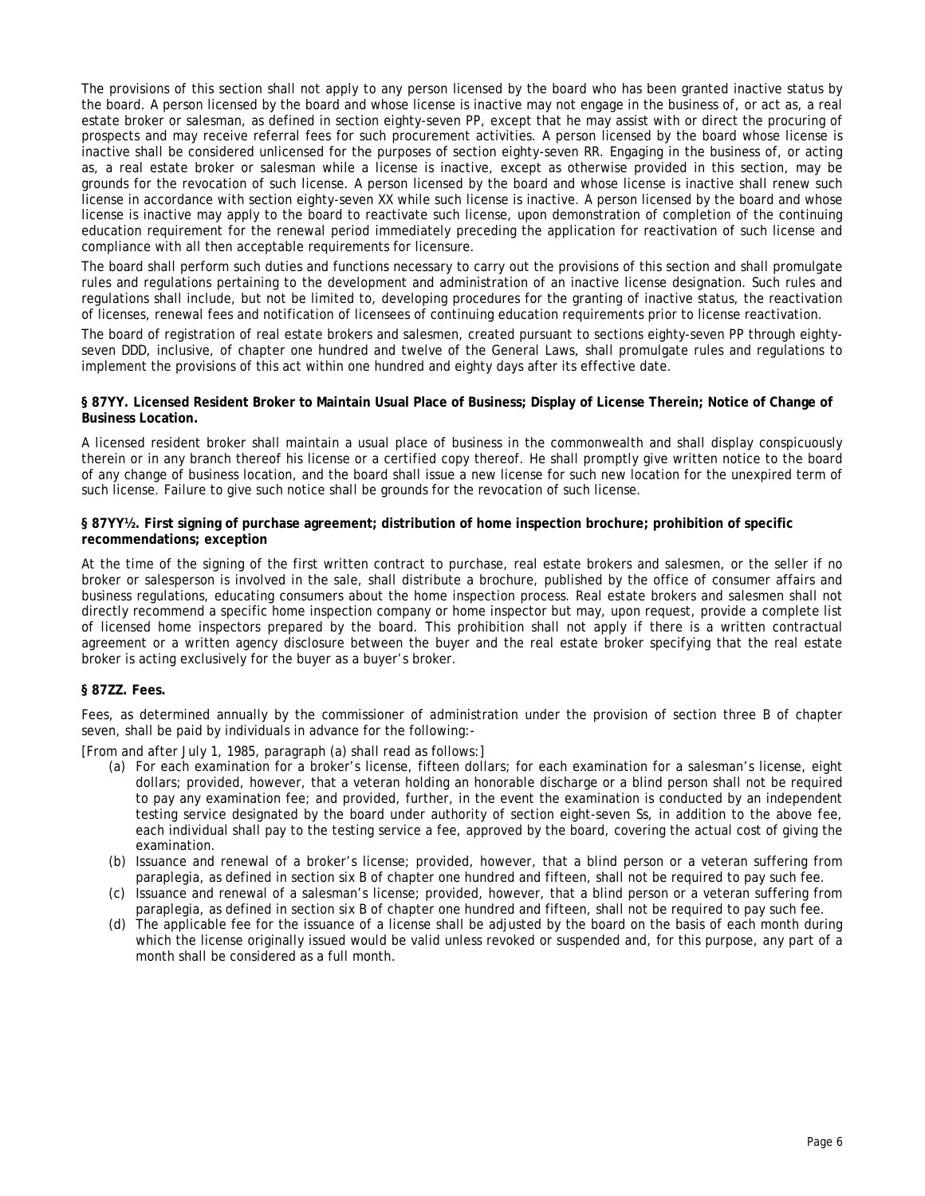The provisions of this section shall not apply to any person licensed by the board who has been granted inactive status by the board. A person licensed by the board and whose license is inactive may not engage in the business of, or act as, a real estate broker or salesman, as defined in section eighty-seven PP, except that he may assist with or direct the procuring of prospects and may receive referral fees for such procurement activities. A person licensed by the board whose license is inactive shall be considered unlicensed for the purposes of section eighty-seven RR. Engaging in the business of, or acting as, a real estate broker or salesman while a license is inactive, except as otherwise provided in this section, may be grounds for the revocation of such license. A person licensed by the board and whose license is inactive shall renew such license in accordance with section eighty-seven XX while such license is inactive. A person licensed by the board and whose license is inactive may apply to the board to reactivate such license, upon demonstration of completion of the continuing education requirement for the renewal period immediately preceding the application for reactivation of such license and compliance with all then acceptable requirements for licensure.

The board shall perform such duties and functions necessary to carry out the provisions of this section and shall promulgate rules and regulations pertaining to the development and administration of an inactive license designation. Such rules and regulations shall include, but not be limited to, developing procedures for the granting of inactive status, the reactivation of licenses, renewal fees and notification of licensees of continuing education requirements prior to license reactivation.

The board of registration of real estate brokers and salesmen, created pursuant to sections eighty-seven PP through eighty-seven DDD, inclusive, of chapter one hundred and twelve of the General Laws, shall promulgate rules and regulations to implement the provisions of this act within one hundred and eighty days after its effective date.

**§ 87YY. Licensed Resident Broker to Maintain Usual Place of Business; Display of License Therein; Notice of Change of Business Location.**

A licensed resident broker shall maintain a usual place of business in the commonwealth and shall display conspicuously therein or in any branch thereof his license or a certified copy thereof. He shall promptly give written notice to the board of any change of business location, and the board shall issue a new license for such new location for the unexpired term of such license. Failure to give such notice shall be grounds for the revocation of such license.

**§ 87YY½. First signing of purchase agreement; distribution of home inspection brochure; prohibition of specific recommendations; exception**

At the time of the signing of the first written contract to purchase, real estate brokers and salesmen, or the seller if no broker or salesperson is involved in the sale, shall distribute a brochure, published by the office of consumer affairs and business regulations, educating consumers about the home inspection process. Real estate brokers and salesmen shall not directly recommend a specific home inspection company or home inspector but may, upon request, provide a complete list of licensed home inspectors prepared by the board. This prohibition shall not apply if there is a written contractual agreement or a written agency disclosure between the buyer and the real estate broker specifying that the real estate broker is acting exclusively for the buyer as a buyer's broker.

**§ 87ZZ. Fees.**

Fees, as determined annually by the commissioner of administration under the provision of section three B of chapter seven, shall be paid by individuals in advance for the following:-

[From and after July 1, 1985, paragraph (a) shall read as follows:]

(a) For each examination for a broker's license, fifteen dollars; for each examination for a salesman's license, eight dollars; provided, however, that a veteran holding an honorable discharge or a blind person shall not be required to pay any examination fee; and provided, further, in the event the examination is conducted by an independent testing service designated by the board under authority of section eight-seven Ss, in addition to the above fee, each individual shall pay to the testing service a fee, approved by the board, covering the actual cost of giving the examination.

(b) Issuance and renewal of a broker's license; provided, however, that a blind person or a veteran suffering from paraplegia, as defined in section six B of chapter one hundred and fifteen, shall not be required to pay such fee.

(c) Issuance and renewal of a salesman's license; provided, however, that a blind person or a veteran suffering from paraplegia, as defined in section six B of chapter one hundred and fifteen, shall not be required to pay such fee.

(d) The applicable fee for the issuance of a license shall be adjusted by the board on the basis of each month during which the license originally issued would be valid unless revoked or suspended and, for this purpose, any part of a month shall be considered as a full month.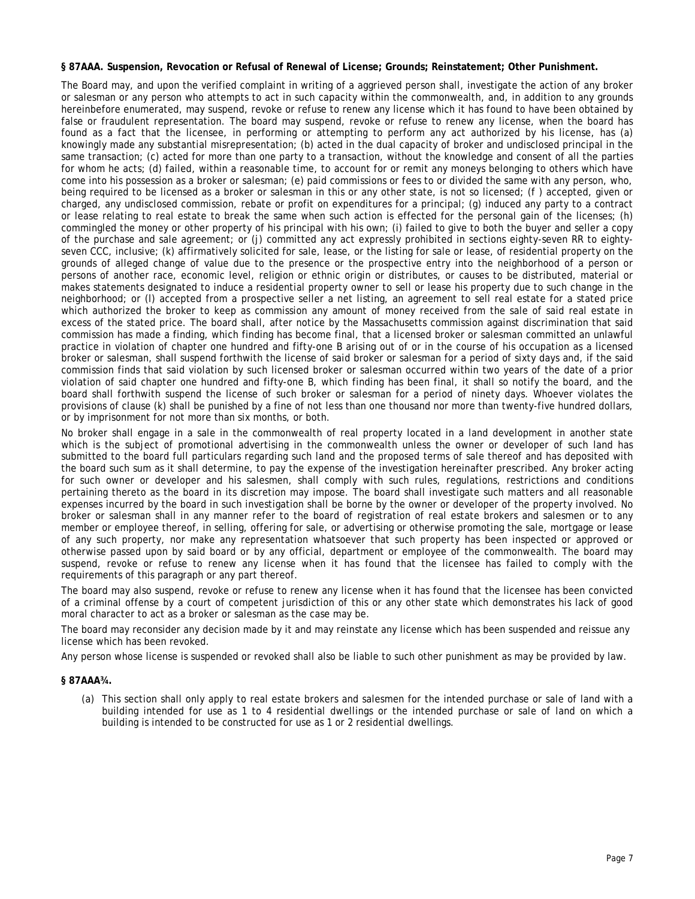**§ 87AAA. Suspension, Revocation or Refusal of Renewal of License; Grounds; Reinstatement; Other Punishment.**

The Board may, and upon the verified complaint in writing of a aggrieved person shall, investigate the action of any broker or salesman or any person who attempts to act in such capacity within the commonwealth, and, in addition to any grounds hereinbefore enumerated, may suspend, revoke or refuse to renew any license which it has found to have been obtained by false or fraudulent representation. The board may suspend, revoke or refuse to renew any license, when the board has found as a fact that the licensee, in performing or attempting to perform any act authorized by his license, has (a) knowingly made any substantial misrepresentation; (b) acted in the dual capacity of broker and undisclosed principal in the same transaction; (c) acted for more than one party to a transaction, without the knowledge and consent of all the parties for whom he acts; (d) failed, within a reasonable time, to account for or remit any moneys belonging to others which have come into his possession as a broker or salesman; (e) paid commissions or fees to or divided the same with any person, who, being required to be licensed as a broker or salesman in this or any other state, is not so licensed; (f ) accepted, given or charged, any undisclosed commission, rebate or profit on expenditures for a principal; (g) induced any party to a contract or lease relating to real estate to break the same when such action is effected for the personal gain of the licenses; (h) commingled the money or other property of his principal with his own; (i) failed to give to both the buyer and seller a copy of the purchase and sale agreement; or (j) committed any act expressly prohibited in sections eighty-seven RR to eighty-seven CCC, inclusive; (k) affirmatively solicited for sale, lease, or the listing for sale or lease, of residential property on the grounds of alleged change of value due to the presence or the prospective entry into the neighborhood of a person or persons of another race, economic level, religion or ethnic origin or distributes, or causes to be distributed, material or makes statements designated to induce a residential property owner to sell or lease his property due to such change in the neighborhood; or (l) accepted from a prospective seller a net listing, an agreement to sell real estate for a stated price which authorized the broker to keep as commission any amount of money received from the sale of said real estate in excess of the stated price. The board shall, after notice by the Massachusetts commission against discrimination that said commission has made a finding, which finding has become final, that a licensed broker or salesman committed an unlawful practice in violation of chapter one hundred and fifty-one B arising out of or in the course of his occupation as a licensed broker or salesman, shall suspend forthwith the license of said broker or salesman for a period of sixty days and, if the said commission finds that said violation by such licensed broker or salesman occurred within two years of the date of a prior violation of said chapter one hundred and fifty-one B, which finding has been final, it shall so notify the board, and the board shall forthwith suspend the license of such broker or salesman for a period of ninety days. Whoever violates the provisions of clause (k) shall be punished by a fine of not less than one thousand nor more than twenty-five hundred dollars, or by imprisonment for not more than six months, or both.

No broker shall engage in a sale in the commonwealth of real property located in a land development in another state which is the subject of promotional advertising in the commonwealth unless the owner or developer of such land has submitted to the board full particulars regarding such land and the proposed terms of sale thereof and has deposited with the board such sum as it shall determine, to pay the expense of the investigation hereinafter prescribed. Any broker acting for such owner or developer and his salesmen, shall comply with such rules, regulations, restrictions and conditions pertaining thereto as the board in its discretion may impose. The board shall investigate such matters and all reasonable expenses incurred by the board in such investigation shall be borne by the owner or developer of the property involved. No broker or salesman shall in any manner refer to the board of registration of real estate brokers and salesmen or to any member or employee thereof, in selling, offering for sale, or advertising or otherwise promoting the sale, mortgage or lease of any such property, nor make any representation whatsoever that such property has been inspected or approved or otherwise passed upon by said board or by any official, department or employee of the commonwealth. The board may suspend, revoke or refuse to renew any license when it has found that the licensee has failed to comply with the requirements of this paragraph or any part thereof.

The board may also suspend, revoke or refuse to renew any license when it has found that the licensee has been convicted of a criminal offense by a court of competent jurisdiction of this or any other state which demonstrates his lack of good moral character to act as a broker or salesman as the case may be.

The board may reconsider any decision made by it and may reinstate any license which has been suspended and reissue any license which has been revoked.

Any person whose license is suspended or revoked shall also be liable to such other punishment as may be provided by law.

**§ 87AAA¾.**

(a) This section shall only apply to real estate brokers and salesmen for the intended purchase or sale of land with a building intended for use as 1 to 4 residential dwellings or the intended purchase or sale of land on which a building is intended to be constructed for use as 1 or 2 residential dwellings.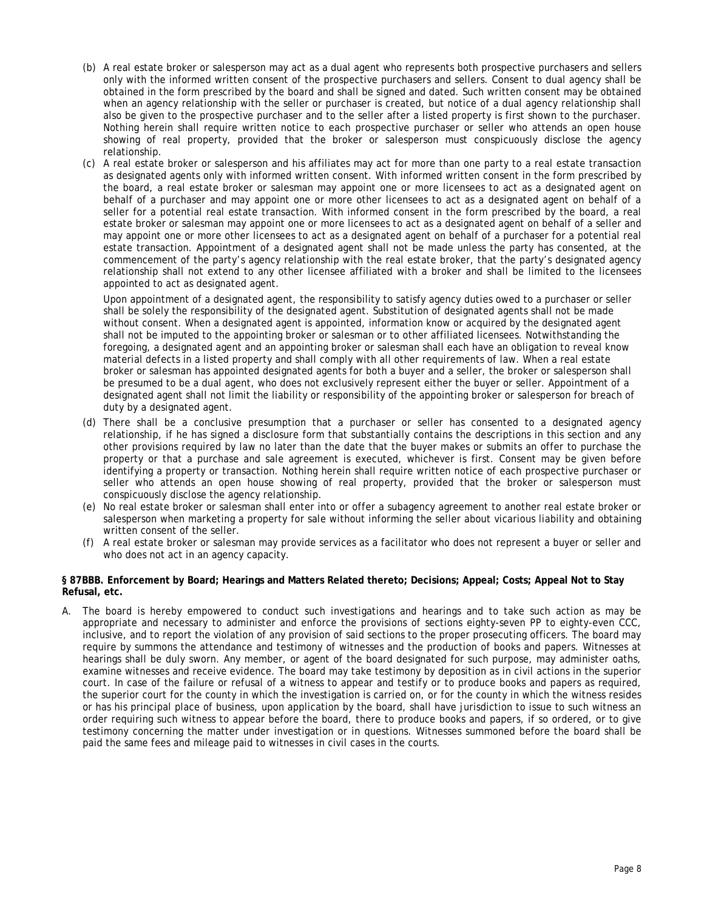(b) A real estate broker or salesperson may act as a dual agent who represents both prospective purchasers and sellers only with the informed written consent of the prospective purchasers and sellers. Consent to dual agency shall be obtained in the form prescribed by the board and shall be signed and dated. Such written consent may be obtained when an agency relationship with the seller or purchaser is created, but notice of a dual agency relationship shall also be given to the prospective purchaser and to the seller after a listed property is first shown to the purchaser. Nothing herein shall require written notice to each prospective purchaser or seller who attends an open house showing of real property, provided that the broker or salesperson must conspicuously disclose the agency relationship.

(c) A real estate broker or salesperson and his affiliates may act for more than one party to a real estate transaction as designated agents only with informed written consent. With informed written consent in the form prescribed by the board, a real estate broker or salesman may appoint one or more licensees to act as a designated agent on behalf of a purchaser and may appoint one or more other licensees to act as a designated agent on behalf of a seller for a potential real estate transaction. With informed consent in the form prescribed by the board, a real estate broker or salesman may appoint one or more licensees to act as a designated agent on behalf of a seller and may appoint one or more other licensees to act as a designated agent on behalf of a purchaser for a potential real estate transaction. Appointment of a designated agent shall not be made unless the party has consented, at the commencement of the party's agency relationship with the real estate broker, that the party's designated agency relationship shall not extend to any other licensee affiliated with a broker and shall be limited to the licensees appointed to act as designated agent.

Upon appointment of a designated agent, the responsibility to satisfy agency duties owed to a purchaser or seller shall be solely the responsibility of the designated agent. Substitution of designated agents shall not be made without consent. When a designated agent is appointed, information know or acquired by the designated agent shall not be imputed to the appointing broker or salesman or to other affiliated licensees. Notwithstanding the foregoing, a designated agent and an appointing broker or salesman shall each have an obligation to reveal know material defects in a listed property and shall comply with all other requirements of law. When a real estate broker or salesman has appointed designated agents for both a buyer and a seller, the broker or salesperson shall be presumed to be a dual agent, who does not exclusively represent either the buyer or seller. Appointment of a designated agent shall not limit the liability or responsibility of the appointing broker or salesperson for breach of duty by a designated agent.

(d) There shall be a conclusive presumption that a purchaser or seller has consented to a designated agency relationship, if he has signed a disclosure form that substantially contains the descriptions in this section and any other provisions required by law no later than the date that the buyer makes or submits an offer to purchase the property or that a purchase and sale agreement is executed, whichever is first. Consent may be given before identifying a property or transaction. Nothing herein shall require written notice of each prospective purchaser or seller who attends an open house showing of real property, provided that the broker or salesperson must conspicuously disclose the agency relationship.

(e) No real estate broker or salesman shall enter into or offer a subagency agreement to another real estate broker or salesperson when marketing a property for sale without informing the seller about vicarious liability and obtaining written consent of the seller.

(f) A real estate broker or salesman may provide services as a facilitator who does not represent a buyer or seller and who does not act in an agency capacity.

**§ 87BBB. Enforcement by Board; Hearings and Matters Related thereto; Decisions; Appeal; Costs; Appeal Not to Stay Refusal, etc.**

A. The board is hereby empowered to conduct such investigations and hearings and to take such action as may be appropriate and necessary to administer and enforce the provisions of sections eighty-seven PP to eighty-even CCC, inclusive, and to report the violation of any provision of said sections to the proper prosecuting officers. The board may require by summons the attendance and testimony of witnesses and the production of books and papers. Witnesses at hearings shall be duly sworn. Any member, or agent of the board designated for such purpose, may administer oaths, examine witnesses and receive evidence. The board may take testimony by deposition as in civil actions in the superior court. In case of the failure or refusal of a witness to appear and testify or to produce books and papers as required, the superior court for the county in which the investigation is carried on, or for the county in which the witness resides or has his principal place of business, upon application by the board, shall have jurisdiction to issue to such witness an order requiring such witness to appear before the board, there to produce books and papers, if so ordered, or to give testimony concerning the matter under investigation or in questions. Witnesses summoned before the board shall be paid the same fees and mileage paid to witnesses in civil cases in the courts.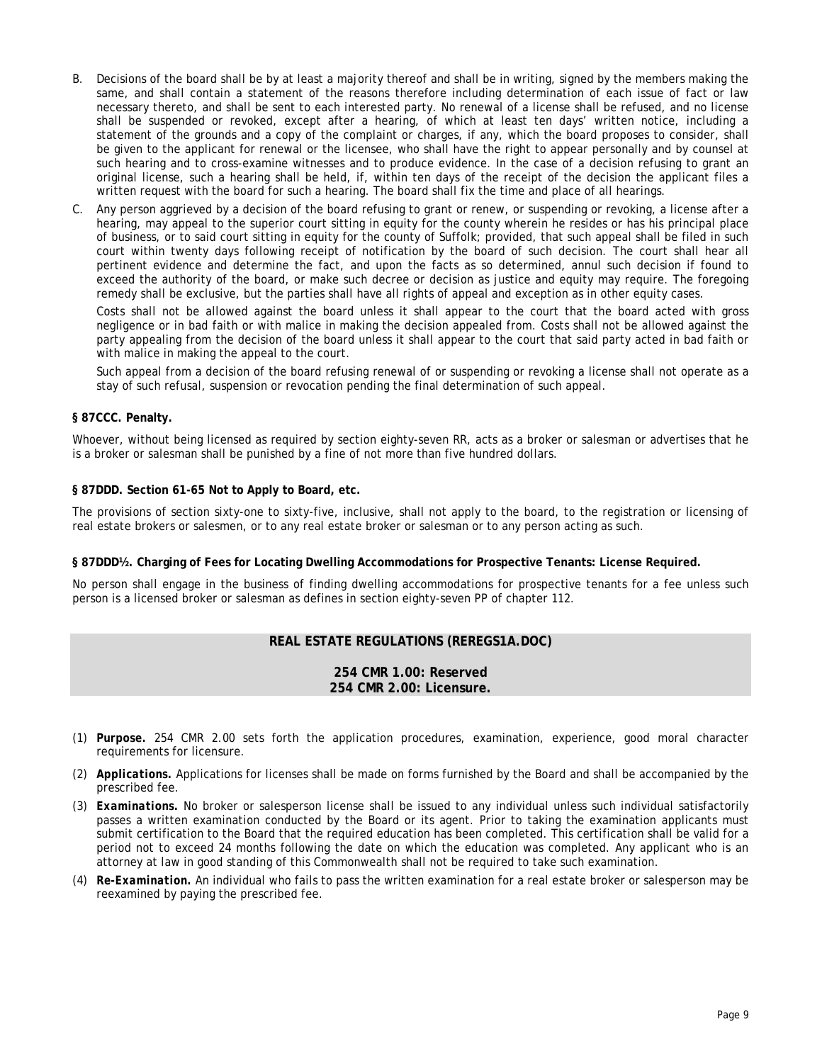B. Decisions of the board shall be by at least a majority thereof and shall be in writing, signed by the members making the same, and shall contain a statement of the reasons therefore including determination of each issue of fact or law necessary thereto, and shall be sent to each interested party. No renewal of a license shall be refused, and no license shall be suspended or revoked, except after a hearing, of which at least ten days' written notice, including a statement of the grounds and a copy of the complaint or charges, if any, which the board proposes to consider, shall be given to the applicant for renewal or the licensee, who shall have the right to appear personally and by counsel at such hearing and to cross-examine witnesses and to produce evidence. In the case of a decision refusing to grant an original license, such a hearing shall be held, if, within ten days of the receipt of the decision the applicant files a written request with the board for such a hearing. The board shall fix the time and place of all hearings.

C. Any person aggrieved by a decision of the board refusing to grant or renew, or suspending or revoking, a license after a hearing, may appeal to the superior court sitting in equity for the county wherein he resides or has his principal place of business, or to said court sitting in equity for the county of Suffolk; provided, that such appeal shall be filed in such court within twenty days following receipt of notification by the board of such decision. The court shall hear all pertinent evidence and determine the fact, and upon the facts as so determined, annul such decision if found to exceed the authority of the board, or make such decree or decision as justice and equity may require. The foregoing remedy shall be exclusive, but the parties shall have all rights of appeal and exception as in other equity cases.

   Costs shall not be allowed against the board unless it shall appear to the court that the board acted with gross negligence or in bad faith or with malice in making the decision appealed from. Costs shall not be allowed against the party appealing from the decision of the board unless it shall appear to the court that said party acted in bad faith or with malice in making the appeal to the court.

   Such appeal from a decision of the board refusing renewal of or suspending or revoking a license shall not operate as a stay of such refusal, suspension or revocation pending the final determination of such appeal.

**§ 87CCC. Penalty.**

Whoever, without being licensed as required by section eighty-seven RR, acts as a broker or salesman or advertises that he is a broker or salesman shall be punished by a fine of not more than five hundred dollars.

**§ 87DDD. Section 61-65 Not to Apply to Board, etc.**

The provisions of section sixty-one to sixty-five, inclusive, shall not apply to the board, to the registration or licensing of real estate brokers or salesmen, or to any real estate broker or salesman or to any person acting as such.

**§ 87DDD½. Charging of Fees for Locating Dwelling Accommodations for Prospective Tenants: License Required.**

No person shall engage in the business of finding dwelling accommodations for prospective tenants for a fee unless such person is a licensed broker or salesman as defines in section eighty-seven PP of chapter 112.

## REAL ESTATE REGULATIONS (REREGS1A.DOC)

### 254 CMR 1.00: Reserved
### 254 CMR 2.00: Licensure.

(1) ***Purpose.*** 254 CMR 2.00 sets forth the application procedures, examination, experience, good moral character requirements for licensure.

(2) ***Applications.*** Applications for licenses shall be made on forms furnished by the Board and shall be accompanied by the prescribed fee.

(3) ***Examinations.*** No broker or salesperson license shall be issued to any individual unless such individual satisfactorily passes a written examination conducted by the Board or its agent. Prior to taking the examination applicants must submit certification to the Board that the required education has been completed. This certification shall be valid for a period not to exceed 24 months following the date on which the education was completed. Any applicant who is an attorney at law in good standing of this Commonwealth shall not be required to take such examination.

(4) ***Re-Examination.*** An individual who fails to pass the written examination for a real estate broker or salesperson may be reexamined by paying the prescribed fee.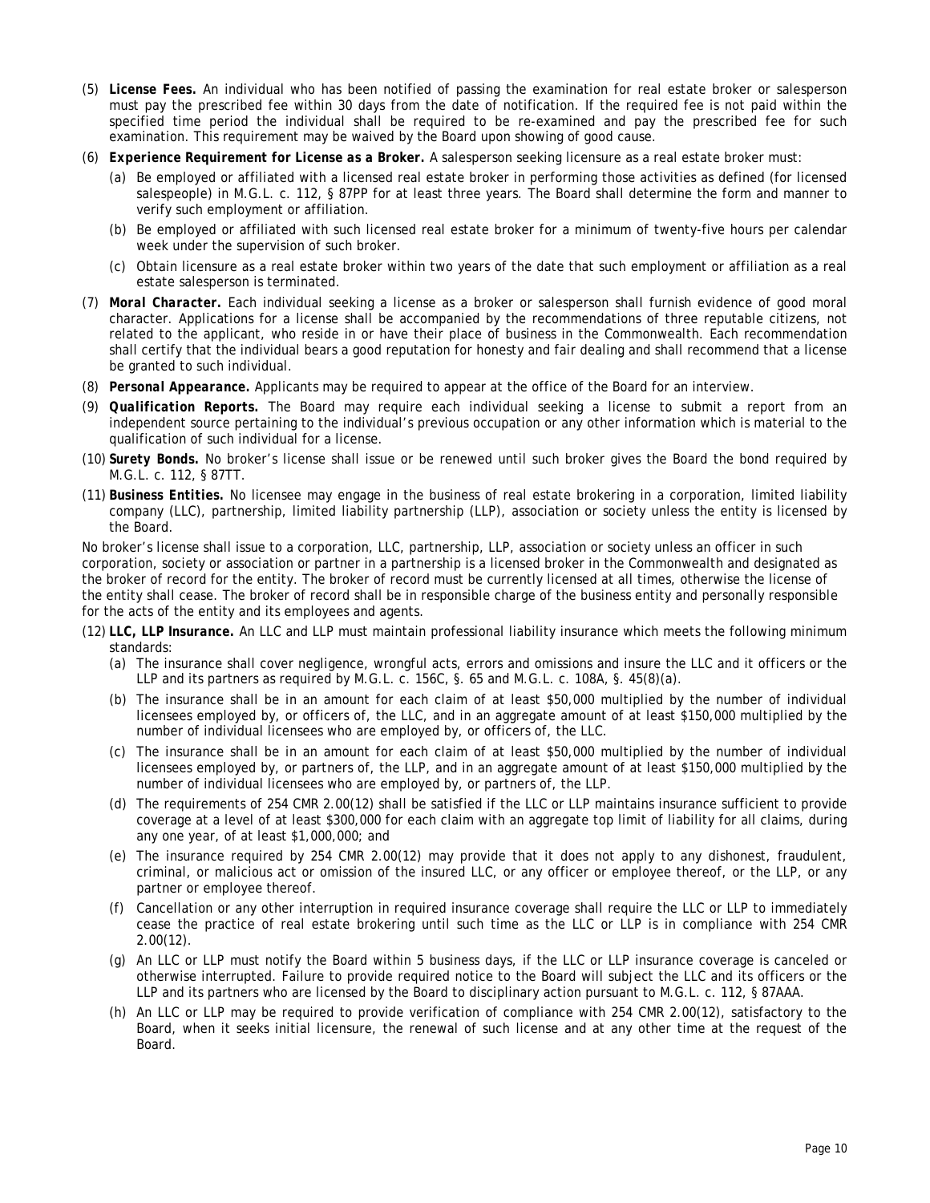(5) **License Fees.** An individual who has been notified of passing the examination for real estate broker or salesperson must pay the prescribed fee within 30 days from the date of notification. If the required fee is not paid within the specified time period the individual shall be required to be re-examined and pay the prescribed fee for such examination. This requirement may be waived by the Board upon showing of good cause.

(6) **Experience Requirement for License as a Broker.** A salesperson seeking licensure as a real estate broker must:

- (a) Be employed or affiliated with a licensed real estate broker in performing those activities as defined (for licensed salespeople) in M.G.L. c. 112, § 87PP for at least three years. The Board shall determine the form and manner to verify such employment or affiliation.
- (b) Be employed or affiliated with such licensed real estate broker for a minimum of twenty-five hours per calendar week under the supervision of such broker.
- (c) Obtain licensure as a real estate broker within two years of the date that such employment or affiliation as a real estate salesperson is terminated.

(7) **Moral Character.** Each individual seeking a license as a broker or salesperson shall furnish evidence of good moral character. Applications for a license shall be accompanied by the recommendations of three reputable citizens, not related to the applicant, who reside in or have their place of business in the Commonwealth. Each recommendation shall certify that the individual bears a good reputation for honesty and fair dealing and shall recommend that a license be granted to such individual.

(8) **Personal Appearance.** Applicants may be required to appear at the office of the Board for an interview.

(9) **Qualification Reports.** The Board may require each individual seeking a license to submit a report from an independent source pertaining to the individual's previous occupation or any other information which is material to the qualification of such individual for a license.

(10) **Surety Bonds.** No broker's license shall issue or be renewed until such broker gives the Board the bond required by M.G.L. c. 112, § 87TT.

(11) **Business Entities.** No licensee may engage in the business of real estate brokering in a corporation, limited liability company (LLC), partnership, limited liability partnership (LLP), association or society unless the entity is licensed by the Board.

No broker's license shall issue to a corporation, LLC, partnership, LLP, association or society unless an officer in such corporation, society or association or partner in a partnership is a licensed broker in the Commonwealth and designated as the broker of record for the entity. The broker of record must be currently licensed at all times, otherwise the license of the entity shall cease. The broker of record shall be in responsible charge of the business entity and personally responsible for the acts of the entity and its employees and agents.

(12) **LLC, LLP Insurance.** An LLC and LLP must maintain professional liability insurance which meets the following minimum standards:

- (a) The insurance shall cover negligence, wrongful acts, errors and omissions and insure the LLC and it officers or the LLP and its partners as required by M.G.L. c. 156C, §. 65 and M.G.L. c. 108A, §. 45(8)(a).
- (b) The insurance shall be in an amount for each claim of at least $50,000 multiplied by the number of individual licensees employed by, or officers of, the LLC, and in an aggregate amount of at least $150,000 multiplied by the number of individual licensees who are employed by, or officers of, the LLC.
- (c) The insurance shall be in an amount for each claim of at least $50,000 multiplied by the number of individual licensees employed by, or partners of, the LLP, and in an aggregate amount of at least $150,000 multiplied by the number of individual licensees who are employed by, or partners of, the LLP.
- (d) The requirements of 254 CMR 2.00(12) shall be satisfied if the LLC or LLP maintains insurance sufficient to provide coverage at a level of at least $300,000 for each claim with an aggregate top limit of liability for all claims, during any one year, of at least $1,000,000; and
- (e) The insurance required by 254 CMR 2.00(12) may provide that it does not apply to any dishonest, fraudulent, criminal, or malicious act or omission of the insured LLC, or any officer or employee thereof, or the LLP, or any partner or employee thereof.
- (f) Cancellation or any other interruption in required insurance coverage shall require the LLC or LLP to immediately cease the practice of real estate brokering until such time as the LLC or LLP is in compliance with 254 CMR 2.00(12).
- (g) An LLC or LLP must notify the Board within 5 business days, if the LLC or LLP insurance coverage is canceled or otherwise interrupted. Failure to provide required notice to the Board will subject the LLC and its officers or the LLP and its partners who are licensed by the Board to disciplinary action pursuant to M.G.L. c. 112, § 87AAA.
- (h) An LLC or LLP may be required to provide verification of compliance with 254 CMR 2.00(12), satisfactory to the Board, when it seeks initial licensure, the renewal of such license and at any other time at the request of the Board.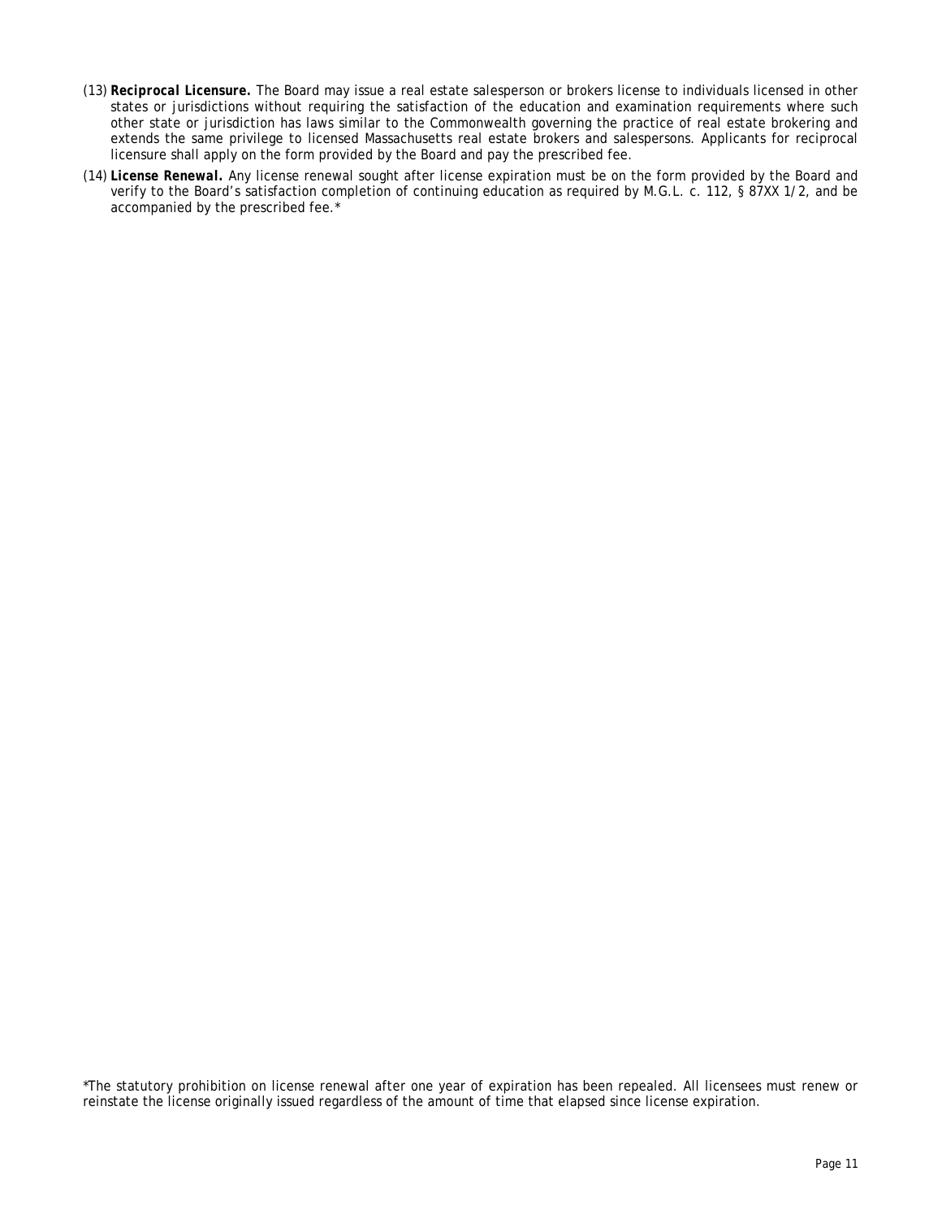(13) ***Reciprocal Licensure.*** The Board may issue a real estate salesperson or brokers license to individuals licensed in other states or jurisdictions without requiring the satisfaction of the education and examination requirements where such other state or jurisdiction has laws similar to the Commonwealth governing the practice of real estate brokering and extends the same privilege to licensed Massachusetts real estate brokers and salespersons. Applicants for reciprocal licensure shall apply on the form provided by the Board and pay the prescribed fee.

(14) ***License Renewal.*** Any license renewal sought after license expiration must be on the form provided by the Board and verify to the Board's satisfaction completion of continuing education as required by M.G.L. c. 112, § 87XX 1/2, and be accompanied by the prescribed fee.*

*The statutory prohibition on license renewal after one year of expiration has been repealed. All licensees must renew or reinstate the license originally issued regardless of the amount of time that elapsed since license expiration.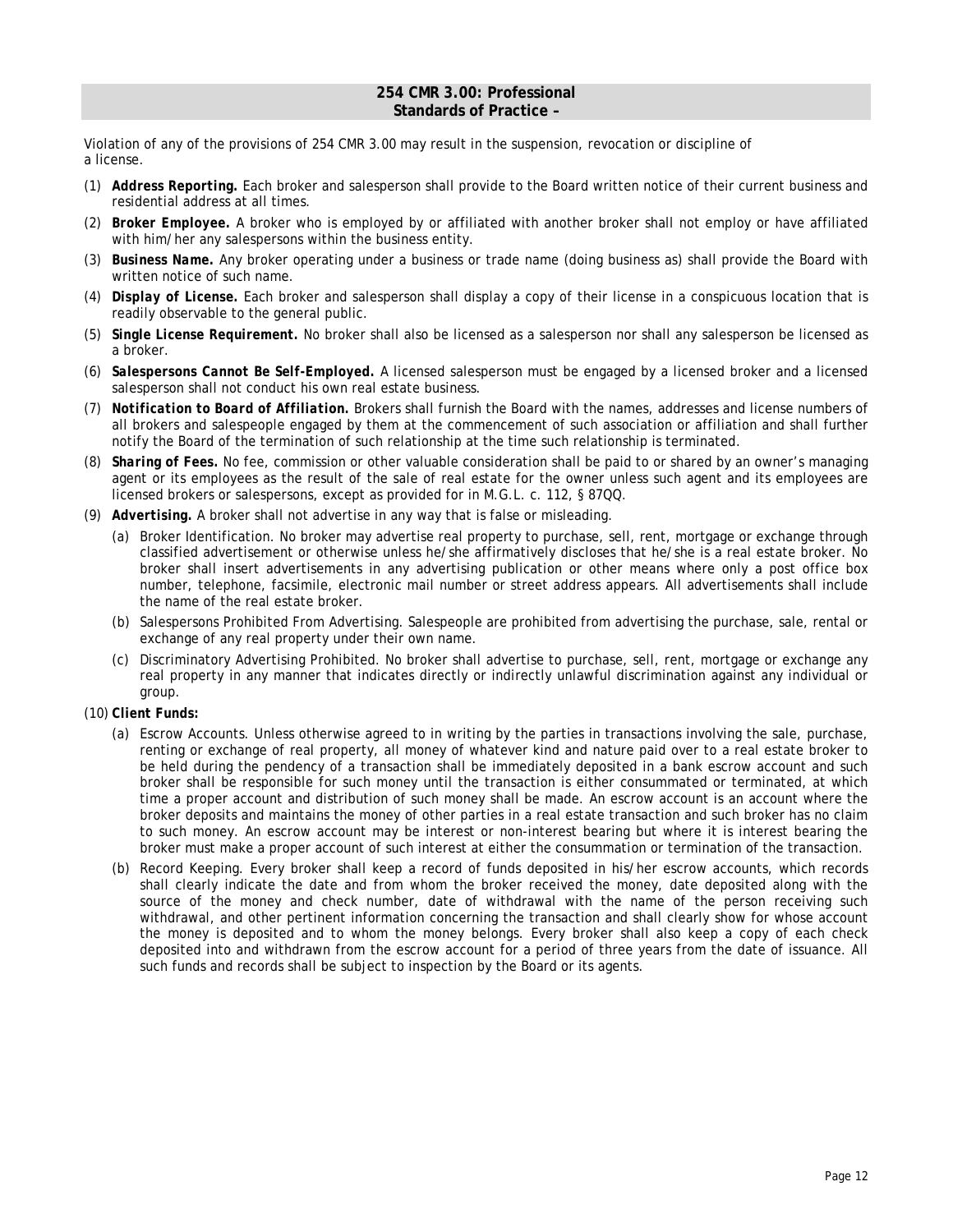## 254 CMR 3.00: Professional Standards of Practice –

Violation of any of the provisions of 254 CMR 3.00 may result in the suspension, revocation or discipline of a license.

(1) ***Address Reporting.*** Each broker and salesperson shall provide to the Board written notice of their current business and residential address at all times.

(2) ***Broker Employee.*** A broker who is employed by or affiliated with another broker shall not employ or have affiliated with him/her any salespersons within the business entity.

(3) ***Business Name.*** Any broker operating under a business or trade name (doing business as) shall provide the Board with written notice of such name.

(4) ***Display of License.*** Each broker and salesperson shall display a copy of their license in a conspicuous location that is readily observable to the general public.

(5) ***Single License Requirement.*** No broker shall also be licensed as a salesperson nor shall any salesperson be licensed as a broker.

(6) ***Salespersons Cannot Be Self-Employed.*** A licensed salesperson must be engaged by a licensed broker and a licensed salesperson shall not conduct his own real estate business.

(7) ***Notification to Board of Affiliation.*** Brokers shall furnish the Board with the names, addresses and license numbers of all brokers and salespeople engaged by them at the commencement of such association or affiliation and shall further notify the Board of the termination of such relationship at the time such relationship is terminated.

(8) ***Sharing of Fees.*** No fee, commission or other valuable consideration shall be paid to or shared by an owner's managing agent or its employees as the result of the sale of real estate for the owner unless such agent and its employees are licensed brokers or salespersons, except as provided for in M.G.L. c. 112, § 87QQ.

(9) ***Advertising.*** A broker shall not advertise in any way that is false or misleading.

   (a) Broker Identification. No broker may advertise real property to purchase, sell, rent, mortgage or exchange through classified advertisement or otherwise unless he/she affirmatively discloses that he/she is a real estate broker. No broker shall insert advertisements in any advertising publication or other means where only a post office box number, telephone, facsimile, electronic mail number or street address appears. All advertisements shall include the name of the real estate broker.

   (b) Salespersons Prohibited From Advertising. Salespeople are prohibited from advertising the purchase, sale, rental or exchange of any real property under their own name.

   (c) Discriminatory Advertising Prohibited. No broker shall advertise to purchase, sell, rent, mortgage or exchange any real property in any manner that indicates directly or indirectly unlawful discrimination against any individual or group.

(10) **Client Funds:**

   (a) Escrow Accounts. Unless otherwise agreed to in writing by the parties in transactions involving the sale, purchase, renting or exchange of real property, all money of whatever kind and nature paid over to a real estate broker to be held during the pendency of a transaction shall be immediately deposited in a bank escrow account and such broker shall be responsible for such money until the transaction is either consummated or terminated, at which time a proper account and distribution of such money shall be made. An escrow account is an account where the broker deposits and maintains the money of other parties in a real estate transaction and such broker has no claim to such money. An escrow account may be interest or non-interest bearing but where it is interest bearing the broker must make a proper account of such interest at either the consummation or termination of the transaction.

   (b) Record Keeping. Every broker shall keep a record of funds deposited in his/her escrow accounts, which records shall clearly indicate the date and from whom the broker received the money, date deposited along with the source of the money and check number, date of withdrawal with the name of the person receiving such withdrawal, and other pertinent information concerning the transaction and shall clearly show for whose account the money is deposited and to whom the money belongs. Every broker shall also keep a copy of each check deposited into and withdrawn from the escrow account for a period of three years from the date of issuance. All such funds and records shall be subject to inspection by the Board or its agents.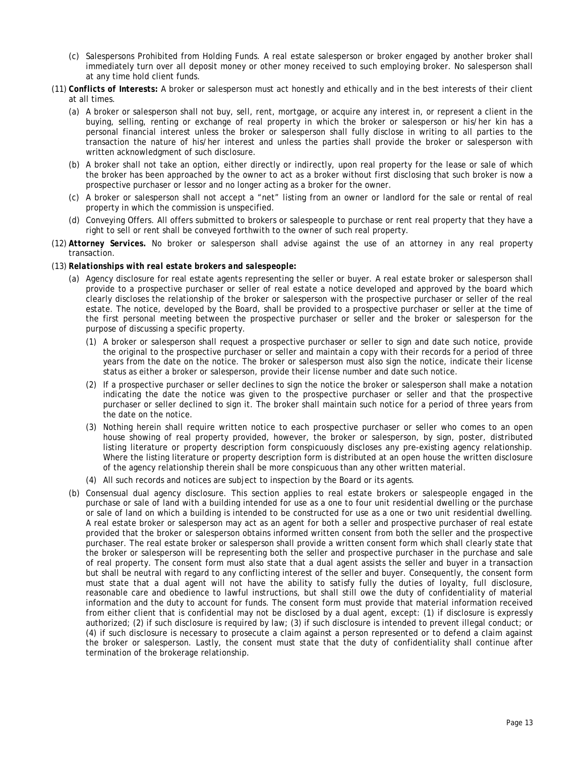(c) Salespersons Prohibited from Holding Funds. A real estate salesperson or broker engaged by another broker shall immediately turn over all deposit money or other money received to such employing broker. No salesperson shall at any time hold client funds.

(11) **Conflicts of Interests:** A broker or salesperson must act honestly and ethically and in the best interests of their client at all times.

(a) A broker or salesperson shall not buy, sell, rent, mortgage, or acquire any interest in, or represent a client in the buying, selling, renting or exchange of real property in which the broker or salesperson or his/her kin has a personal financial interest unless the broker or salesperson shall fully disclose in writing to all parties to the transaction the nature of his/her interest and unless the parties shall provide the broker or salesperson with written acknowledgment of such disclosure.

(b) A broker shall not take an option, either directly or indirectly, upon real property for the lease or sale of which the broker has been approached by the owner to act as a broker without first disclosing that such broker is now a prospective purchaser or lessor and no longer acting as a broker for the owner.

(c) A broker or salesperson shall not accept a "net" listing from an owner or landlord for the sale or rental of real property in which the commission is unspecified.

(d) Conveying Offers. All offers submitted to brokers or salespeople to purchase or rent real property that they have a right to sell or rent shall be conveyed forthwith to the owner of such real property.

(12) **Attorney Services.** No broker or salesperson shall advise against the use of an attorney in any real property transaction.

(13) ***Relationships with real estate brokers and salespeople:***

(a) Agency disclosure for real estate agents representing the seller or buyer. A real estate broker or salesperson shall provide to a prospective purchaser or seller of real estate a notice developed and approved by the board which clearly discloses the relationship of the broker or salesperson with the prospective purchaser or seller of the real estate. The notice, developed by the Board, shall be provided to a prospective purchaser or seller at the time of the first personal meeting between the prospective purchaser or seller and the broker or salesperson for the purpose of discussing a specific property.

(1) A broker or salesperson shall request a prospective purchaser or seller to sign and date such notice, provide the original to the prospective purchaser or seller and maintain a copy with their records for a period of three years from the date on the notice. The broker or salesperson must also sign the notice, indicate their license status as either a broker or salesperson, provide their license number and date such notice.

(2) If a prospective purchaser or seller declines to sign the notice the broker or salesperson shall make a notation indicating the date the notice was given to the prospective purchaser or seller and that the prospective purchaser or seller declined to sign it. The broker shall maintain such notice for a period of three years from the date on the notice.

(3) Nothing herein shall require written notice to each prospective purchaser or seller who comes to an open house showing of real property provided, however, the broker or salesperson, by sign, poster, distributed listing literature or property description form conspicuously discloses any pre-existing agency relationship. Where the listing literature or property description form is distributed at an open house the written disclosure of the agency relationship therein shall be more conspicuous than any other written material.

(4) All such records and notices are subject to inspection by the Board or its agents.

(b) Consensual dual agency disclosure. This section applies to real estate brokers or salespeople engaged in the purchase or sale of land with a building intended for use as a one to four unit residential dwelling or the purchase or sale of land on which a building is intended to be constructed for use as a one or two unit residential dwelling. A real estate broker or salesperson may act as an agent for both a seller and prospective purchaser of real estate provided that the broker or salesperson obtains informed written consent from both the seller and the prospective purchaser. The real estate broker or salesperson shall provide a written consent form which shall clearly state that the broker or salesperson will be representing both the seller and prospective purchaser in the purchase and sale of real property. The consent form must also state that a dual agent assists the seller and buyer in a transaction but shall be neutral with regard to any conflicting interest of the seller and buyer. Consequently, the consent form must state that a dual agent will not have the ability to satisfy fully the duties of loyalty, full disclosure, reasonable care and obedience to lawful instructions, but shall still owe the duty of confidentiality of material information and the duty to account for funds. The consent form must provide that material information received from either client that is confidential may not be disclosed by a dual agent, except: (1) if disclosure is expressly authorized; (2) if such disclosure is required by law; (3) if such disclosure is intended to prevent illegal conduct; or (4) if such disclosure is necessary to prosecute a claim against a person represented or to defend a claim against the broker or salesperson. Lastly, the consent must state that the duty of confidentiality shall continue after termination of the brokerage relationship.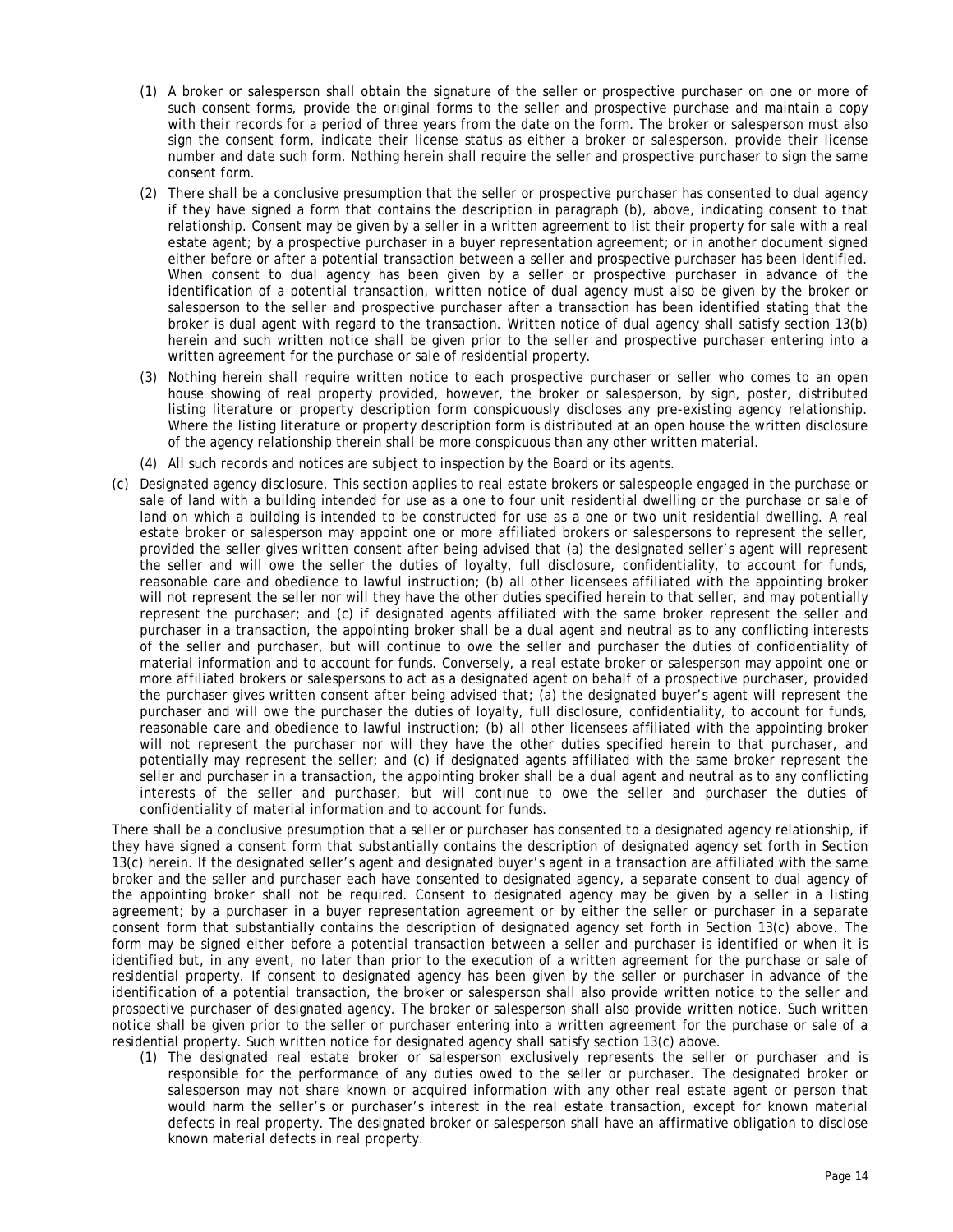(1) A broker or salesperson shall obtain the signature of the seller or prospective purchaser on one or more of such consent forms, provide the original forms to the seller and prospective purchase and maintain a copy with their records for a period of three years from the date on the form. The broker or salesperson must also sign the consent form, indicate their license status as either a broker or salesperson, provide their license number and date such form. Nothing herein shall require the seller and prospective purchaser to sign the same consent form.

(2) There shall be a conclusive presumption that the seller or prospective purchaser has consented to dual agency if they have signed a form that contains the description in paragraph (b), above, indicating consent to that relationship. Consent may be given by a seller in a written agreement to list their property for sale with a real estate agent; by a prospective purchaser in a buyer representation agreement; or in another document signed either before or after a potential transaction between a seller and prospective purchaser has been identified. When consent to dual agency has been given by a seller or prospective purchaser in advance of the identification of a potential transaction, written notice of dual agency must also be given by the broker or salesperson to the seller and prospective purchaser after a transaction has been identified stating that the broker is dual agent with regard to the transaction. Written notice of dual agency shall satisfy section 13(b) herein and such written notice shall be given prior to the seller and prospective purchaser entering into a written agreement for the purchase or sale of residential property.

(3) Nothing herein shall require written notice to each prospective purchaser or seller who comes to an open house showing of real property provided, however, the broker or salesperson, by sign, poster, distributed listing literature or property description form conspicuously discloses any pre-existing agency relationship. Where the listing literature or property description form is distributed at an open house the written disclosure of the agency relationship therein shall be more conspicuous than any other written material.

(4) All such records and notices are subject to inspection by the Board or its agents.

(c) Designated agency disclosure. This section applies to real estate brokers or salespeople engaged in the purchase or sale of land with a building intended for use as a one to four unit residential dwelling or the purchase or sale of land on which a building is intended to be constructed for use as a one or two unit residential dwelling. A real estate broker or salesperson may appoint one or more affiliated brokers or salespersons to represent the seller, provided the seller gives written consent after being advised that (a) the designated seller's agent will represent the seller and will owe the seller the duties of loyalty, full disclosure, confidentiality, to account for funds, reasonable care and obedience to lawful instruction; (b) all other licensees affiliated with the appointing broker will not represent the seller nor will they have the other duties specified herein to that seller, and may potentially represent the purchaser; and (c) if designated agents affiliated with the same broker represent the seller and purchaser in a transaction, the appointing broker shall be a dual agent and neutral as to any conflicting interests of the seller and purchaser, but will continue to owe the seller and purchaser the duties of confidentiality of material information and to account for funds. Conversely, a real estate broker or salesperson may appoint one or more affiliated brokers or salespersons to act as a designated agent on behalf of a prospective purchaser, provided the purchaser gives written consent after being advised that; (a) the designated buyer's agent will represent the purchaser and will owe the purchaser the duties of loyalty, full disclosure, confidentiality, to account for funds, reasonable care and obedience to lawful instruction; (b) all other licensees affiliated with the appointing broker will not represent the purchaser nor will they have the other duties specified herein to that purchaser, and potentially may represent the seller; and (c) if designated agents affiliated with the same broker represent the seller and purchaser in a transaction, the appointing broker shall be a dual agent and neutral as to any conflicting interests of the seller and purchaser, but will continue to owe the seller and purchaser the duties of confidentiality of material information and to account for funds.

There shall be a conclusive presumption that a seller or purchaser has consented to a designated agency relationship, if they have signed a consent form that substantially contains the description of designated agency set forth in Section 13(c) herein. If the designated seller's agent and designated buyer's agent in a transaction are affiliated with the same broker and the seller and purchaser each have consented to designated agency, a separate consent to dual agency of the appointing broker shall not be required. Consent to designated agency may be given by a seller in a listing agreement; by a purchaser in a buyer representation agreement or by either the seller or purchaser in a separate consent form that substantially contains the description of designated agency set forth in Section 13(c) above. The form may be signed either before a potential transaction between a seller and purchaser is identified or when it is identified but, in any event, no later than prior to the execution of a written agreement for the purchase or sale of residential property. If consent to designated agency has been given by the seller or purchaser in advance of the identification of a potential transaction, the broker or salesperson shall also provide written notice to the seller and prospective purchaser of designated agency. The broker or salesperson shall also provide written notice. Such written notice shall be given prior to the seller or purchaser entering into a written agreement for the purchase or sale of a residential property. Such written notice for designated agency shall satisfy section 13(c) above.

(1) The designated real estate broker or salesperson exclusively represents the seller or purchaser and is responsible for the performance of any duties owed to the seller or purchaser. The designated broker or salesperson may not share known or acquired information with any other real estate agent or person that would harm the seller's or purchaser's interest in the real estate transaction, except for known material defects in real property. The designated broker or salesperson shall have an affirmative obligation to disclose known material defects in real property.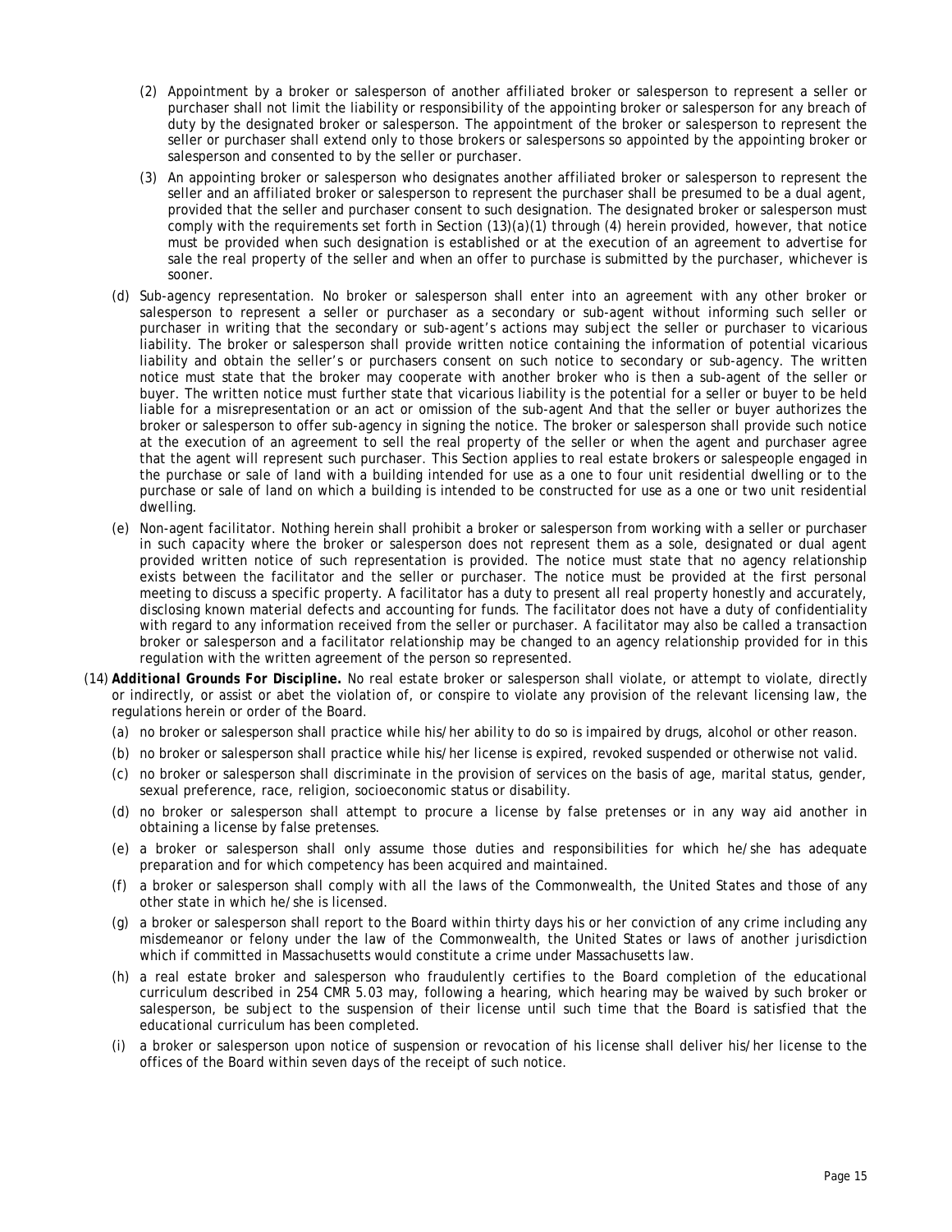(2) Appointment by a broker or salesperson of another affiliated broker or salesperson to represent a seller or purchaser shall not limit the liability or responsibility of the appointing broker or salesperson for any breach of duty by the designated broker or salesperson. The appointment of the broker or salesperson to represent the seller or purchaser shall extend only to those brokers or salespersons so appointed by the appointing broker or salesperson and consented to by the seller or purchaser.

(3) An appointing broker or salesperson who designates another affiliated broker or salesperson to represent the seller and an affiliated broker or salesperson to represent the purchaser shall be presumed to be a dual agent, provided that the seller and purchaser consent to such designation. The designated broker or salesperson must comply with the requirements set forth in Section (13)(a)(1) through (4) herein provided, however, that notice must be provided when such designation is established or at the execution of an agreement to advertise for sale the real property of the seller and when an offer to purchase is submitted by the purchaser, whichever is sooner.

(d) Sub-agency representation. No broker or salesperson shall enter into an agreement with any other broker or salesperson to represent a seller or purchaser as a secondary or sub-agent without informing such seller or purchaser in writing that the secondary or sub-agent's actions may subject the seller or purchaser to vicarious liability. The broker or salesperson shall provide written notice containing the information of potential vicarious liability and obtain the seller's or purchasers consent on such notice to secondary or sub-agency. The written notice must state that the broker may cooperate with another broker who is then a sub-agent of the seller or buyer. The written notice must further state that vicarious liability is the potential for a seller or buyer to be held liable for a misrepresentation or an act or omission of the sub-agent And that the seller or buyer authorizes the broker or salesperson to offer sub-agency in signing the notice. The broker or salesperson shall provide such notice at the execution of an agreement to sell the real property of the seller or when the agent and purchaser agree that the agent will represent such purchaser. This Section applies to real estate brokers or salespeople engaged in the purchase or sale of land with a building intended for use as a one to four unit residential dwelling or to the purchase or sale of land on which a building is intended to be constructed for use as a one or two unit residential dwelling.

(e) Non-agent facilitator. Nothing herein shall prohibit a broker or salesperson from working with a seller or purchaser in such capacity where the broker or salesperson does not represent them as a sole, designated or dual agent provided written notice of such representation is provided. The notice must state that no agency relationship exists between the facilitator and the seller or purchaser. The notice must be provided at the first personal meeting to discuss a specific property. A facilitator has a duty to present all real property honestly and accurately, disclosing known material defects and accounting for funds. The facilitator does not have a duty of confidentiality with regard to any information received from the seller or purchaser. A facilitator may also be called a transaction broker or salesperson and a facilitator relationship may be changed to an agency relationship provided for in this regulation with the written agreement of the person so represented.

(14) ***Additional Grounds For Discipline.*** No real estate broker or salesperson shall violate, or attempt to violate, directly or indirectly, or assist or abet the violation of, or conspire to violate any provision of the relevant licensing law, the regulations herein or order of the Board.

(a) no broker or salesperson shall practice while his/her ability to do so is impaired by drugs, alcohol or other reason.

(b) no broker or salesperson shall practice while his/her license is expired, revoked suspended or otherwise not valid.

(c) no broker or salesperson shall discriminate in the provision of services on the basis of age, marital status, gender, sexual preference, race, religion, socioeconomic status or disability.

(d) no broker or salesperson shall attempt to procure a license by false pretenses or in any way aid another in obtaining a license by false pretenses.

(e) a broker or salesperson shall only assume those duties and responsibilities for which he/she has adequate preparation and for which competency has been acquired and maintained.

(f) a broker or salesperson shall comply with all the laws of the Commonwealth, the United States and those of any other state in which he/she is licensed.

(g) a broker or salesperson shall report to the Board within thirty days his or her conviction of any crime including any misdemeanor or felony under the law of the Commonwealth, the United States or laws of another jurisdiction which if committed in Massachusetts would constitute a crime under Massachusetts law.

(h) a real estate broker and salesperson who fraudulently certifies to the Board completion of the educational curriculum described in 254 CMR 5.03 may, following a hearing, which hearing may be waived by such broker or salesperson, be subject to the suspension of their license until such time that the Board is satisfied that the educational curriculum has been completed.

(i) a broker or salesperson upon notice of suspension or revocation of his license shall deliver his/her license to the offices of the Board within seven days of the receipt of such notice.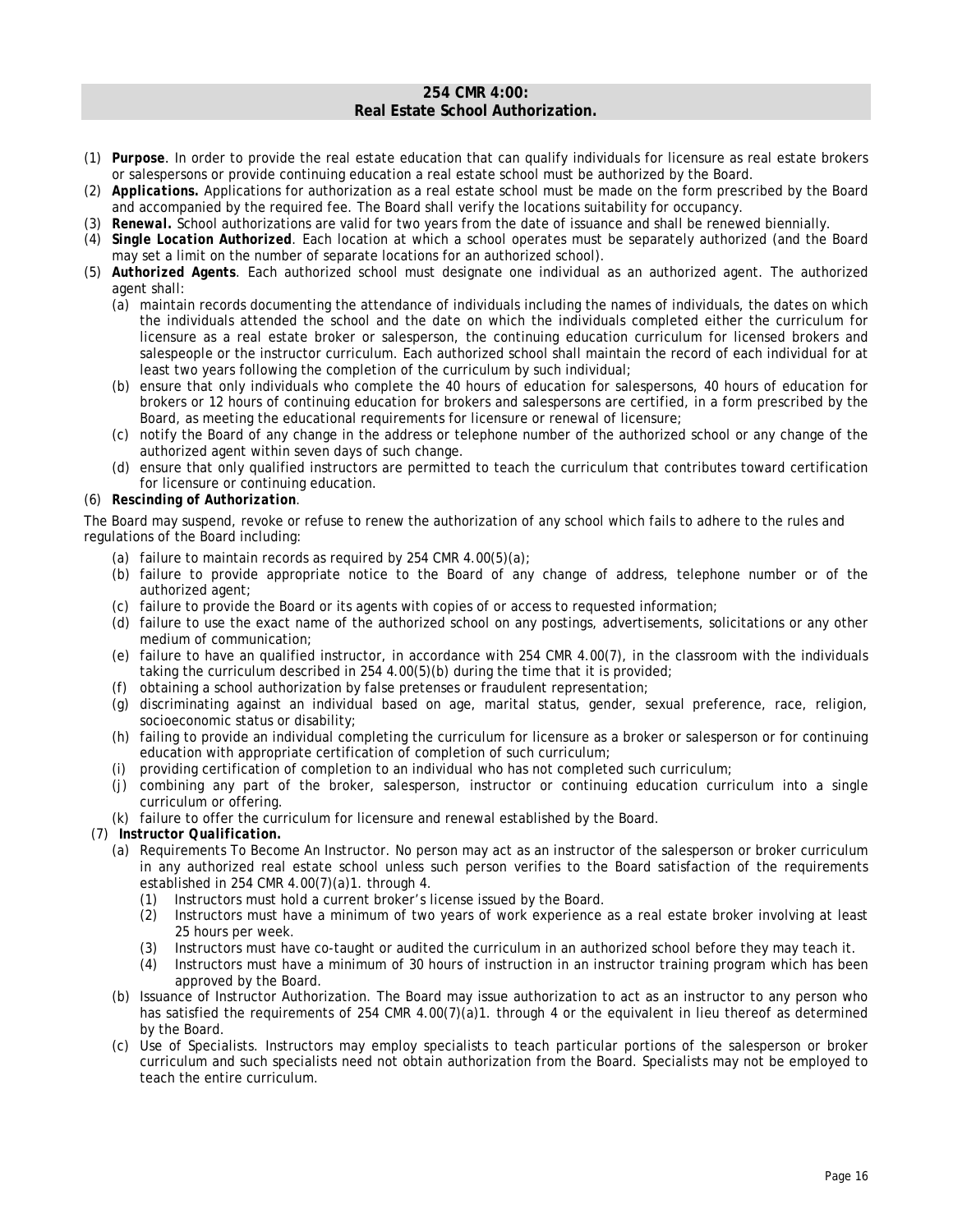## 254 CMR 4:00: Real Estate School Authorization.

(1) ***Purpose***. In order to provide the real estate education that can qualify individuals for licensure as real estate brokers or salespersons or provide continuing education a real estate school must be authorized by the Board.

(2) ***Applications.*** Applications for authorization as a real estate school must be made on the form prescribed by the Board and accompanied by the required fee. The Board shall verify the locations suitability for occupancy.

(3) ***Renewal.*** School authorizations are valid for two years from the date of issuance and shall be renewed biennially.

(4) ***Single Location Authorized***. Each location at which a school operates must be separately authorized (and the Board may set a limit on the number of separate locations for an authorized school).

(5) ***Authorized Agents***. Each authorized school must designate one individual as an authorized agent. The authorized agent shall:

(a) maintain records documenting the attendance of individuals including the names of individuals, the dates on which the individuals attended the school and the date on which the individuals completed either the curriculum for licensure as a real estate broker or salesperson, the continuing education curriculum for licensed brokers and salespeople or the instructor curriculum. Each authorized school shall maintain the record of each individual for at least two years following the completion of the curriculum by such individual;

(b) ensure that only individuals who complete the 40 hours of education for salespersons, 40 hours of education for brokers or 12 hours of continuing education for brokers and salespersons are certified, in a form prescribed by the Board, as meeting the educational requirements for licensure or renewal of licensure;

(c) notify the Board of any change in the address or telephone number of the authorized school or any change of the authorized agent within seven days of such change.

(d) ensure that only qualified instructors are permitted to teach the curriculum that contributes toward certification for licensure or continuing education.

(6) ***Rescinding of Authorization***.

The Board may suspend, revoke or refuse to renew the authorization of any school which fails to adhere to the rules and regulations of the Board including:

(a) failure to maintain records as required by 254 CMR 4.00(5)(a);

(b) failure to provide appropriate notice to the Board of any change of address, telephone number or of the authorized agent;

(c) failure to provide the Board or its agents with copies of or access to requested information;

(d) failure to use the exact name of the authorized school on any postings, advertisements, solicitations or any other medium of communication;

(e) failure to have an qualified instructor, in accordance with 254 CMR 4.00(7), in the classroom with the individuals taking the curriculum described in 254 4.00(5)(b) during the time that it is provided;

(f) obtaining a school authorization by false pretenses or fraudulent representation;

(g) discriminating against an individual based on age, marital status, gender, sexual preference, race, religion, socioeconomic status or disability;

(h) failing to provide an individual completing the curriculum for licensure as a broker or salesperson or for continuing education with appropriate certification of completion of such curriculum;

(i) providing certification of completion to an individual who has not completed such curriculum;

(j) combining any part of the broker, salesperson, instructor or continuing education curriculum into a single curriculum or offering.

(k) failure to offer the curriculum for licensure and renewal established by the Board.

(7) ***Instructor Qualification.***

(a) Requirements To Become An Instructor. No person may act as an instructor of the salesperson or broker curriculum in any authorized real estate school unless such person verifies to the Board satisfaction of the requirements established in 254 CMR 4.00(7)(a)1. through 4.

(1) Instructors must hold a current broker's license issued by the Board.

(2) Instructors must have a minimum of two years of work experience as a real estate broker involving at least 25 hours per week.

(3) Instructors must have co-taught or audited the curriculum in an authorized school before they may teach it.

(4) Instructors must have a minimum of 30 hours of instruction in an instructor training program which has been approved by the Board.

(b) Issuance of Instructor Authorization. The Board may issue authorization to act as an instructor to any person who has satisfied the requirements of 254 CMR 4.00(7)(a)1. through 4 or the equivalent in lieu thereof as determined by the Board.

(c) Use of Specialists. Instructors may employ specialists to teach particular portions of the salesperson or broker curriculum and such specialists need not obtain authorization from the Board. Specialists may not be employed to teach the entire curriculum.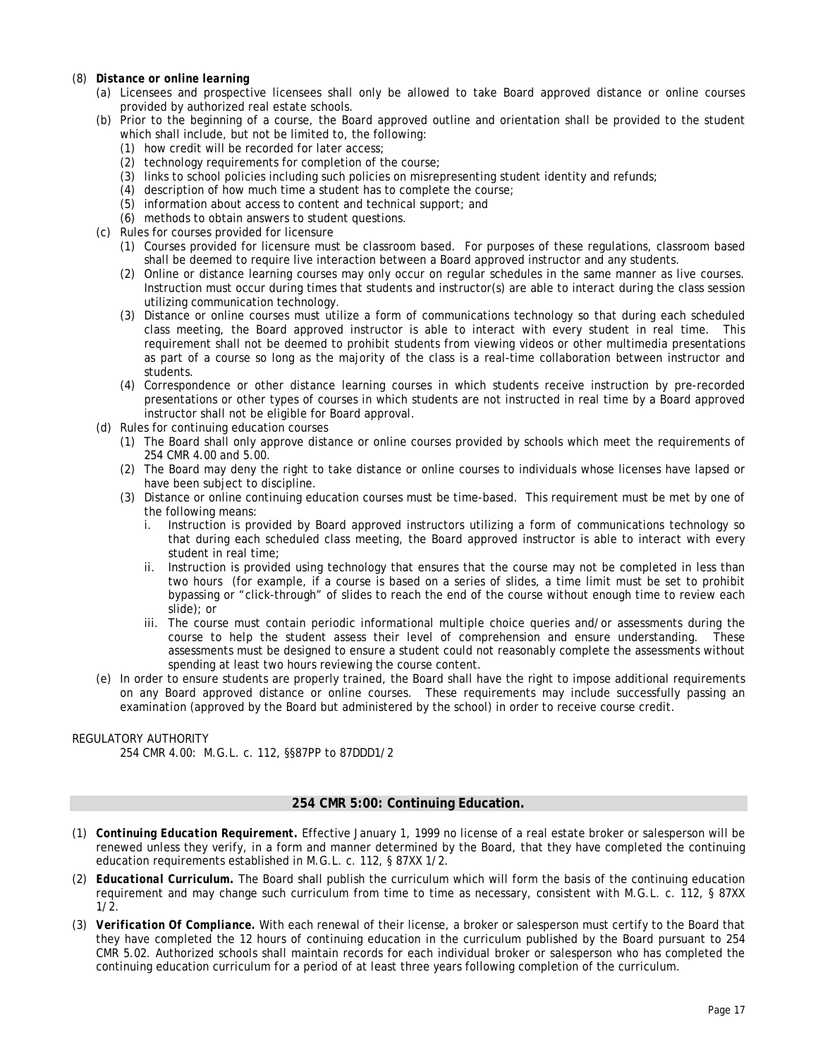(8) ***Distance or online learning***

(a) Licensees and prospective licensees shall only be allowed to take Board approved distance or online courses provided by authorized real estate schools.

(b) Prior to the beginning of a course, the Board approved outline and orientation shall be provided to the student which shall include, but not be limited to, the following:

   (1) how credit will be recorded for later access;
   (2) technology requirements for completion of the course;
   (3) links to school policies including such policies on misrepresenting student identity and refunds;
   (4) description of how much time a student has to complete the course;
   (5) information about access to content and technical support; and
   (6) methods to obtain answers to student questions.

(c) Rules for courses provided for licensure

   (1) Courses provided for licensure must be classroom based. For purposes of these regulations, classroom based shall be deemed to require live interaction between a Board approved instructor and any students.
   (2) Online or distance learning courses may only occur on regular schedules in the same manner as live courses. Instruction must occur during times that students and instructor(s) are able to interact during the class session utilizing communication technology.
   (3) Distance or online courses must utilize a form of communications technology so that during each scheduled class meeting, the Board approved instructor is able to interact with every student in real time. This requirement shall not be deemed to prohibit students from viewing videos or other multimedia presentations as part of a course so long as the majority of the class is a real-time collaboration between instructor and students.
   (4) Correspondence or other distance learning courses in which students receive instruction by pre-recorded presentations or other types of courses in which students are not instructed in real time by a Board approved instructor shall not be eligible for Board approval.

(d) Rules for continuing education courses

   (1) The Board shall only approve distance or online courses provided by schools which meet the requirements of 254 CMR 4.00 and 5.00.
   (2) The Board may deny the right to take distance or online courses to individuals whose licenses have lapsed or have been subject to discipline.
   (3) Distance or online continuing education courses must be time-based. This requirement must be met by one of the following means:
      i. Instruction is provided by Board approved instructors utilizing a form of communications technology so that during each scheduled class meeting, the Board approved instructor is able to interact with every student in real time;
      ii. Instruction is provided using technology that ensures that the course may not be completed in less than two hours (for example, if a course is based on a series of slides, a time limit must be set to prohibit bypassing or "click-through" of slides to reach the end of the course without enough time to review each slide); or
      iii. The course must contain periodic informational multiple choice queries and/or assessments during the course to help the student assess their level of comprehension and ensure understanding. These assessments must be designed to ensure a student could not reasonably complete the assessments without spending at least two hours reviewing the course content.

(e) In order to ensure students are properly trained, the Board shall have the right to impose additional requirements on any Board approved distance or online courses. These requirements may include successfully passing an examination (approved by the Board but administered by the school) in order to receive course credit.

REGULATORY AUTHORITY

254 CMR 4.00: M.G.L. c. 112, §§87PP to 87DDD1/2

## 254 CMR 5:00: Continuing Education.

(1) ***Continuing Education Requirement.*** Effective January 1, 1999 no license of a real estate broker or salesperson will be renewed unless they verify, in a form and manner determined by the Board, that they have completed the continuing education requirements established in M.G.L. c. 112, § 87XX 1/2.

(2) ***Educational Curriculum.*** The Board shall publish the curriculum which will form the basis of the continuing education requirement and may change such curriculum from time to time as necessary, consistent with M.G.L. c. 112, § 87XX 1/2.

(3) ***Verification Of Compliance.*** With each renewal of their license, a broker or salesperson must certify to the Board that they have completed the 12 hours of continuing education in the curriculum published by the Board pursuant to 254 CMR 5.02. Authorized schools shall maintain records for each individual broker or salesperson who has completed the continuing education curriculum for a period of at least three years following completion of the curriculum.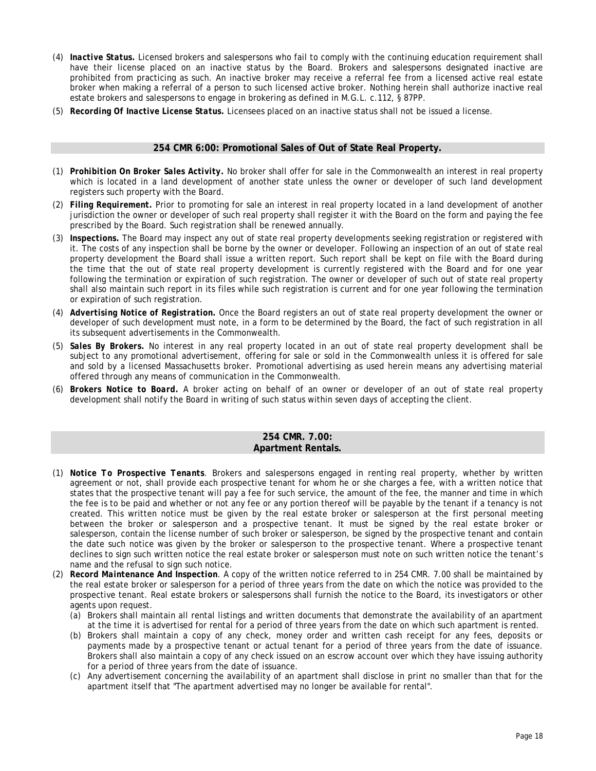(4) ***Inactive Status.*** Licensed brokers and salespersons who fail to comply with the continuing education requirement shall have their license placed on an inactive status by the Board. Brokers and salespersons designated inactive are prohibited from practicing as such. An inactive broker may receive a referral fee from a licensed active real estate broker when making a referral of a person to such licensed active broker. Nothing herein shall authorize inactive real estate brokers and salespersons to engage in brokering as defined in M.G.L. c.112, § 87PP.

(5) ***Recording Of Inactive License Status.*** Licensees placed on an inactive status shall not be issued a license.

## 254 CMR 6:00: Promotional Sales of Out of State Real Property.

(1) ***Prohibition On Broker Sales Activity.*** No broker shall offer for sale in the Commonwealth an interest in real property which is located in a land development of another state unless the owner or developer of such land development registers such property with the Board.

(2) ***Filing Requirement.*** Prior to promoting for sale an interest in real property located in a land development of another jurisdiction the owner or developer of such real property shall register it with the Board on the form and paying the fee prescribed by the Board. Such registration shall be renewed annually.

(3) ***Inspections.*** The Board may inspect any out of state real property developments seeking registration or registered with it. The costs of any inspection shall be borne by the owner or developer. Following an inspection of an out of state real property development the Board shall issue a written report. Such report shall be kept on file with the Board during the time that the out of state real property development is currently registered with the Board and for one year following the termination or expiration of such registration. The owner or developer of such out of state real property shall also maintain such report in its files while such registration is current and for one year following the termination or expiration of such registration.

(4) ***Advertising Notice of Registration.*** Once the Board registers an out of state real property development the owner or developer of such development must note, in a form to be determined by the Board, the fact of such registration in all its subsequent advertisements in the Commonwealth.

(5) ***Sales By Brokers.*** No interest in any real property located in an out of state real property development shall be subject to any promotional advertisement, offering for sale or sold in the Commonwealth unless it is offered for sale and sold by a licensed Massachusetts broker. Promotional advertising as used herein means any advertising material offered through any means of communication in the Commonwealth.

(6) ***Brokers Notice to Board.*** A broker acting on behalf of an owner or developer of an out of state real property development shall notify the Board in writing of such status within seven days of accepting the client.

## 254 CMR. 7.00: Apartment Rentals.

(1) ***Notice To Prospective Tenants***. Brokers and salespersons engaged in renting real property, whether by written agreement or not, shall provide each prospective tenant for whom he or she charges a fee, with a written notice that states that the prospective tenant will pay a fee for such service, the amount of the fee, the manner and time in which the fee is to be paid and whether or not any fee or any portion thereof will be payable by the tenant if a tenancy is not created. This written notice must be given by the real estate broker or salesperson at the first personal meeting between the broker or salesperson and a prospective tenant. It must be signed by the real estate broker or salesperson, contain the license number of such broker or salesperson, be signed by the prospective tenant and contain the date such notice was given by the broker or salesperson to the prospective tenant. Where a prospective tenant declines to sign such written notice the real estate broker or salesperson must note on such written notice the tenant's name and the refusal to sign such notice.

(2) ***Record Maintenance And Inspection***. A copy of the written notice referred to in 254 CMR. 7.00 shall be maintained by the real estate broker or salesperson for a period of three years from the date on which the notice was provided to the prospective tenant. Real estate brokers or salespersons shall furnish the notice to the Board, its investigators or other agents upon request.

   (a) Brokers shall maintain all rental listings and written documents that demonstrate the availability of an apartment at the time it is advertised for rental for a period of three years from the date on which such apartment is rented.

   (b) Brokers shall maintain a copy of any check, money order and written cash receipt for any fees, deposits or payments made by a prospective tenant or actual tenant for a period of three years from the date of issuance. Brokers shall also maintain a copy of any check issued on an escrow account over which they have issuing authority for a period of three years from the date of issuance.

   (c) Any advertisement concerning the availability of an apartment shall disclose in print no smaller than that for the apartment itself that "The apartment advertised may no longer be available for rental".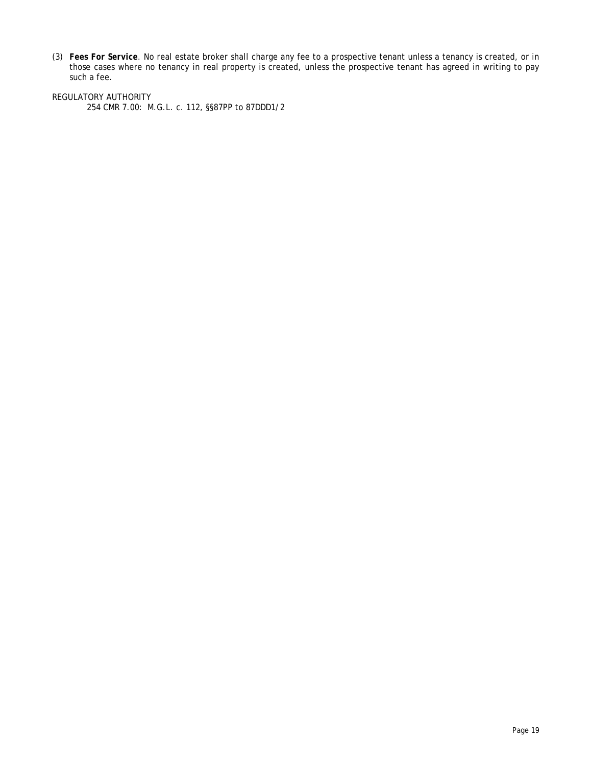(3) **Fees For Service**. No real estate broker shall charge any fee to a prospective tenant unless a tenancy is created, or in those cases where no tenancy in real property is created, unless the prospective tenant has agreed in writing to pay such a fee.

REGULATORY AUTHORITY

254 CMR 7.00: M.G.L. c. 112, §§87PP to 87DDD1/2